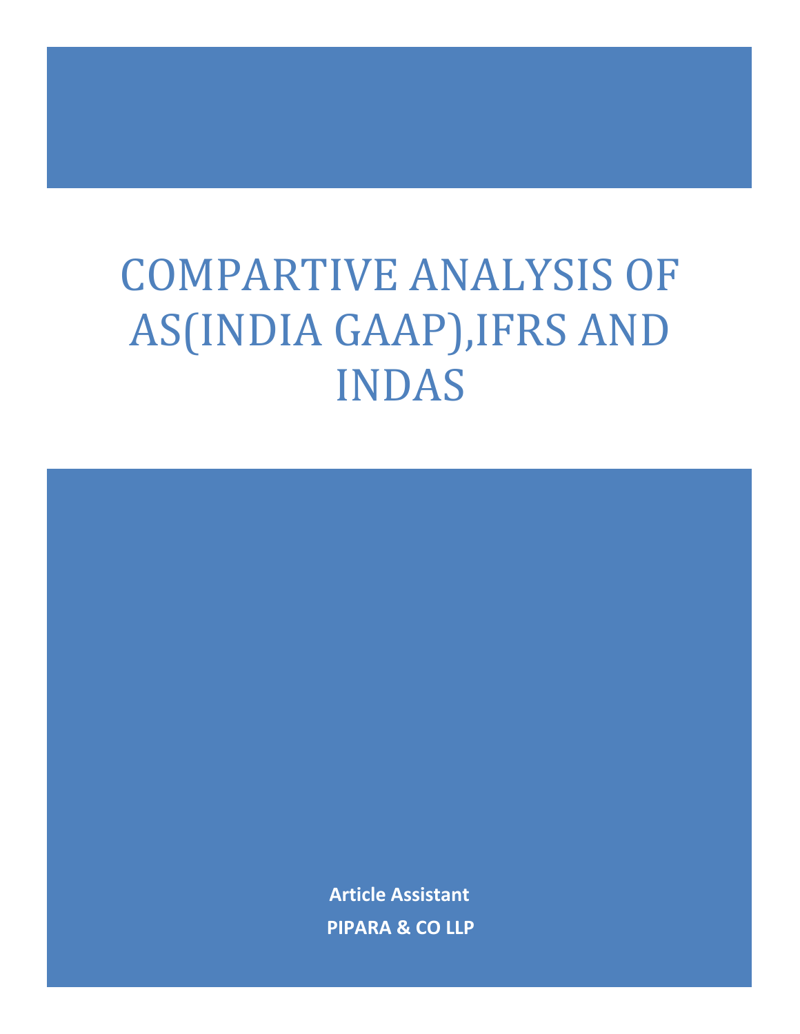# COMPARTIVE ANALYSIS OF AS(INDIA GAAP),IFRS AND INDAS

**Article Assistant**

**PIPARA & CO LLP**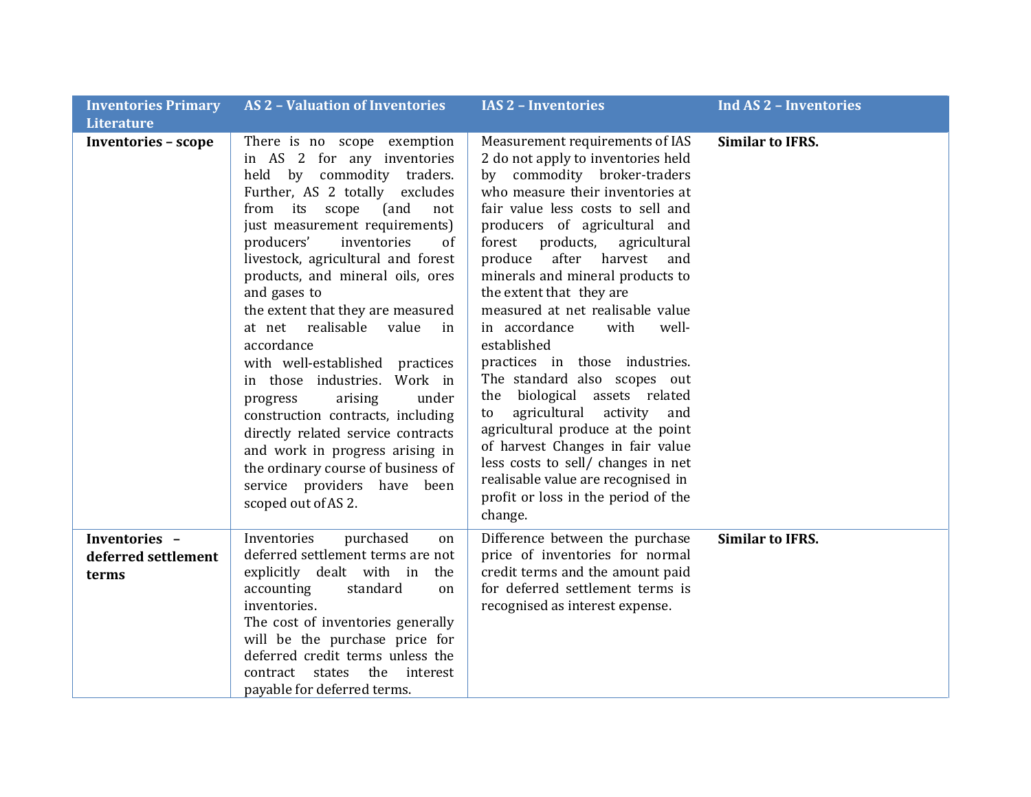| Inventories Primary Literature | AS 2 – Valuation of Inventories | IAS 2 – Inventories | Ind AS 2 – Inventories |
|---|---|---|---|
| **Inventories – scope** | There is no scope exemption in AS 2 for any inventories held by commodity traders. Further, AS 2 totally excludes from its scope (and not just measurement requirements) producers' inventories of livestock, agricultural and forest products, and mineral oils, ores and gases to the extent that they are measured at net realisable value in accordance with well-established practices in those industries. Work in progress arising under construction contracts, including directly related service contracts and work in progress arising in the ordinary course of business of service providers have been scoped out of AS 2. | Measurement requirements of IAS 2 do not apply to inventories held by commodity broker-traders who measure their inventories at fair value less costs to sell and producers of agricultural and forest products, agricultural produce after harvest and minerals and mineral products to the extent that they are measured at net realisable value in accordance with well-established practices in those industries. The standard also scopes out the biological assets related to agricultural activity and agricultural produce at the point of harvest Changes in fair value less costs to sell/ changes in net realisable value are recognised in profit or loss in the period of the change. | **Similar to IFRS.** |
| **Inventories – deferred settlement terms** | Inventories purchased on deferred settlement terms are not explicitly dealt with in the accounting standard on inventories. The cost of inventories generally will be the purchase price for deferred credit terms unless the contract states the interest payable for deferred terms. | Difference between the purchase price of inventories for normal credit terms and the amount paid for deferred settlement terms is recognised as interest expense. | **Similar to IFRS.** |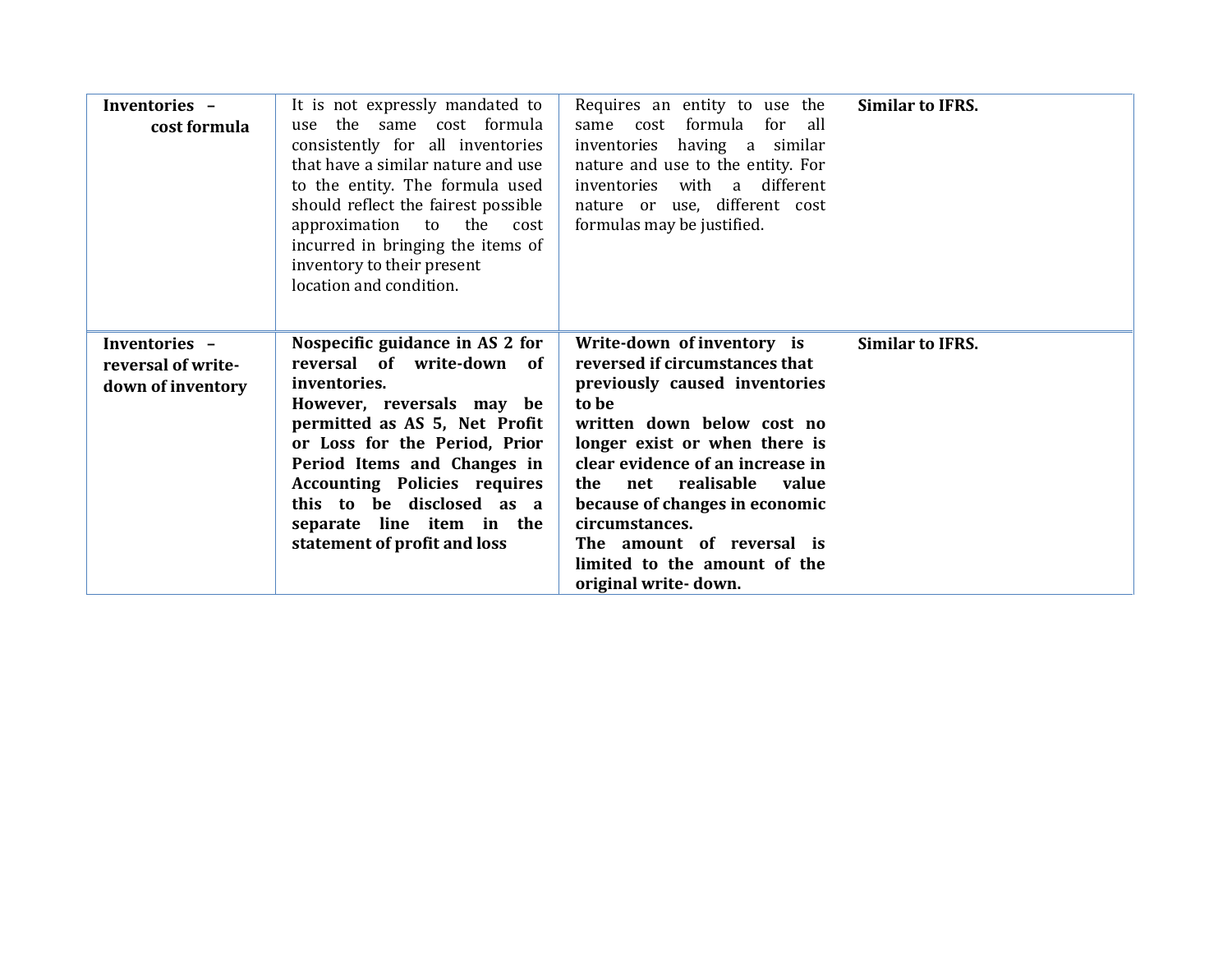| **Inventories – cost formula** | It is not expressly mandated to use the same cost formula consistently for all inventories that have a similar nature and use to the entity. The formula used should reflect the fairest possible approximation to the cost incurred in bringing the items of inventory to their present location and condition. | Requires an entity to use the same cost formula for all inventories having a similar nature and use to the entity. For inventories with a different nature or use, different cost formulas may be justified. | **Similar to IFRS.** |
|---|---|---|---|
| **Inventories – reversal of write-down of inventory** | **Nospecific guidance in AS 2 for reversal of write-down of inventories. However, reversals may be permitted as AS 5, Net Profit or Loss for the Period, Prior Period Items and Changes in Accounting Policies requires this to be disclosed as a separate line item in the statement of profit and loss** | **Write-down of inventory is reversed if circumstances that previously caused inventories to be written down below cost no longer exist or when there is clear evidence of an increase in the net realisable value because of changes in economic circumstances. The amount of reversal is limited to the amount of the original write- down.** | **Similar to IFRS.** |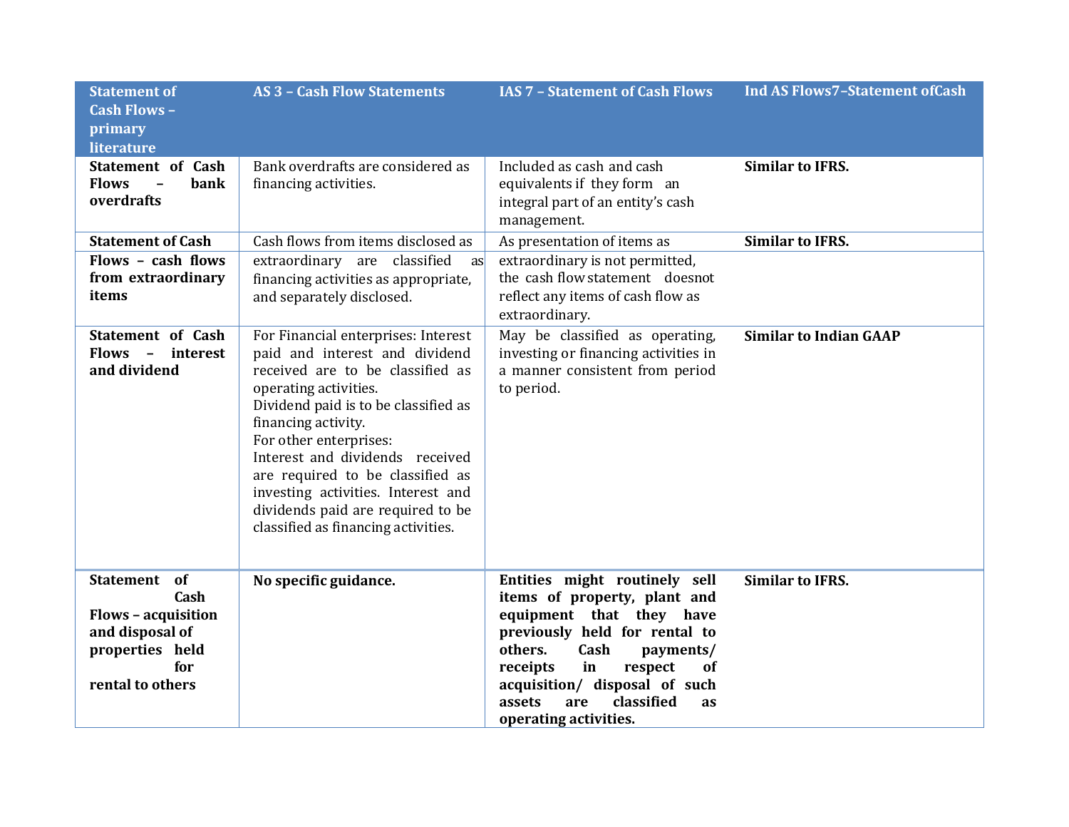| Statement of Cash Flows – primary literature | AS 3 – Cash Flow Statements | IAS 7 – Statement of Cash Flows | Ind AS Flows7–Statement ofCash |
|---|---|---|---|
| **Statement of Cash Flows – bank overdrafts** | Bank overdrafts are considered as financing activities. | Included as cash and cash equivalents if they form an integral part of an entity's cash management. | **Similar to IFRS.** |
| **Statement of Cash Flows – cash flows from extraordinary items** | Cash flows from items disclosed as extraordinary are classified as financing activities as appropriate, and separately disclosed. | As presentation of items as extraordinary is not permitted, the cash flow statement doesnot reflect any items of cash flow as extraordinary. | **Similar to IFRS.** |
| **Statement of Cash Flows – interest and dividend** | For Financial enterprises: Interest paid and interest and dividend received are to be classified as operating activities.<br>Dividend paid is to be classified as financing activity.<br>For other enterprises:<br>Interest and dividends received are required to be classified as investing activities. Interest and dividends paid are required to be classified as financing activities. | May be classified as operating, investing or financing activities in a manner consistent from period to period. | **Similar to Indian GAAP** |
| **Statement of Cash Flows – acquisition and disposal of properties held for rental to others** | **No specific guidance.** | **Entities might routinely sell items of property, plant and equipment that they have previously held for rental to others. Cash payments/ receipts in respect of acquisition/ disposal of such assets are classified as operating activities.** | **Similar to IFRS.** |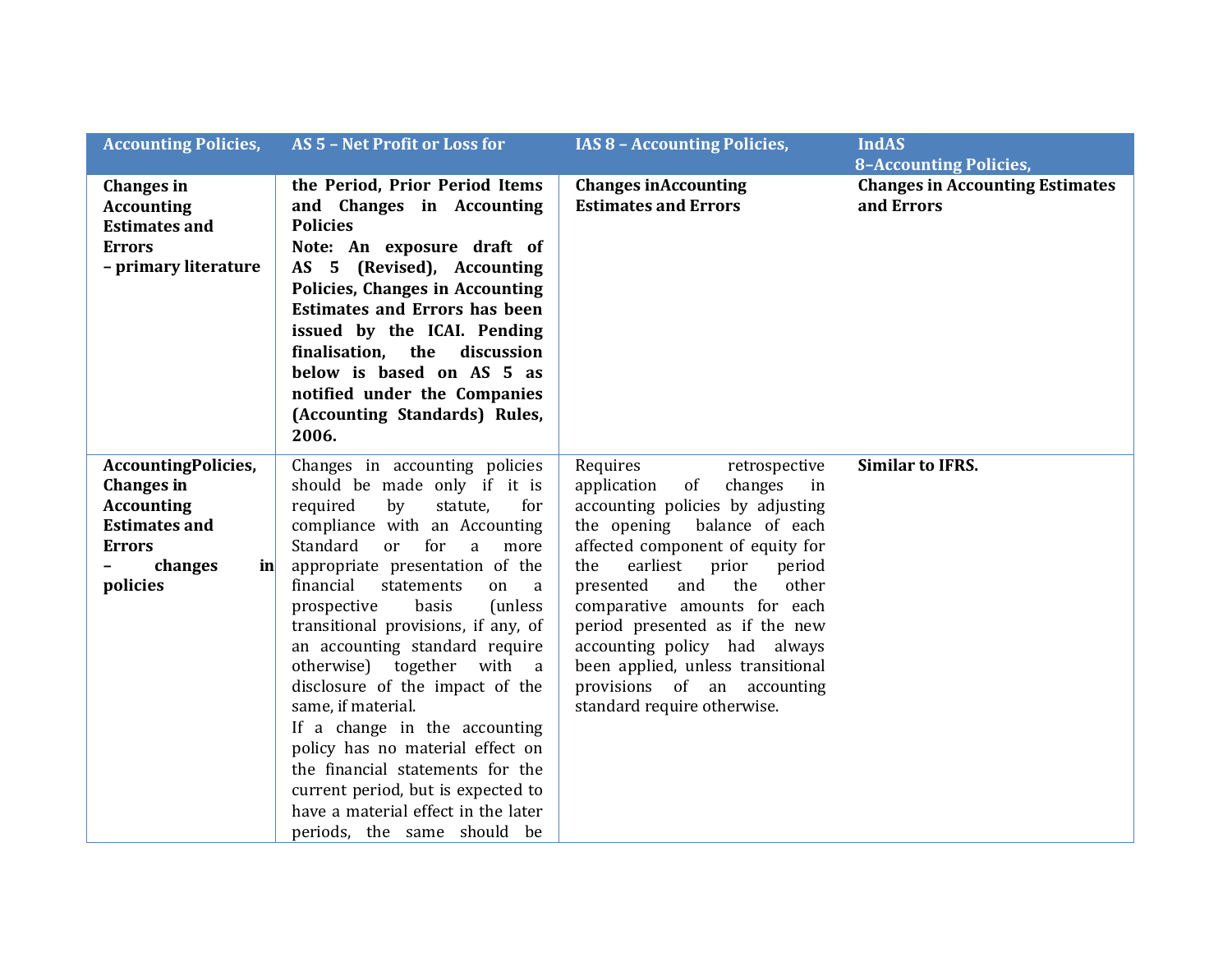| Accounting Policies, | AS 5 – Net Profit or Loss for | IAS 8 – Accounting Policies, | IndAS 8–Accounting Policies, |
|---|---|---|---|
| **Changes in Accounting Estimates and Errors – primary literature** | **the Period, Prior Period Items and Changes in Accounting Policies** **Note: An exposure draft of AS 5 (Revised), Accounting Policies, Changes in Accounting Estimates and Errors has been issued by the ICAI. Pending finalisation, the discussion below is based on AS 5 as notified under the Companies (Accounting Standards) Rules, 2006.** | **Changes inAccounting Estimates and Errors** | **Changes in Accounting Estimates and Errors** |
| **AccountingPolicies, Changes in Accounting Estimates and Errors – changes in policies** | Changes in accounting policies should be made only if it is required by statute, for compliance with an Accounting Standard or for a more appropriate presentation of the financial statements on a prospective basis (unless transitional provisions, if any, of an accounting standard require otherwise) together with a disclosure of the impact of the same, if material. If a change in the accounting policy has no material effect on the financial statements for the current period, but is expected to have a material effect in the later periods, the same should be | Requires retrospective application of changes in accounting policies by adjusting the opening balance of each affected component of equity for the earliest prior period presented and the other comparative amounts for each period presented as if the new accounting policy had always been applied, unless transitional provisions of an accounting standard require otherwise. | **Similar to IFRS.** |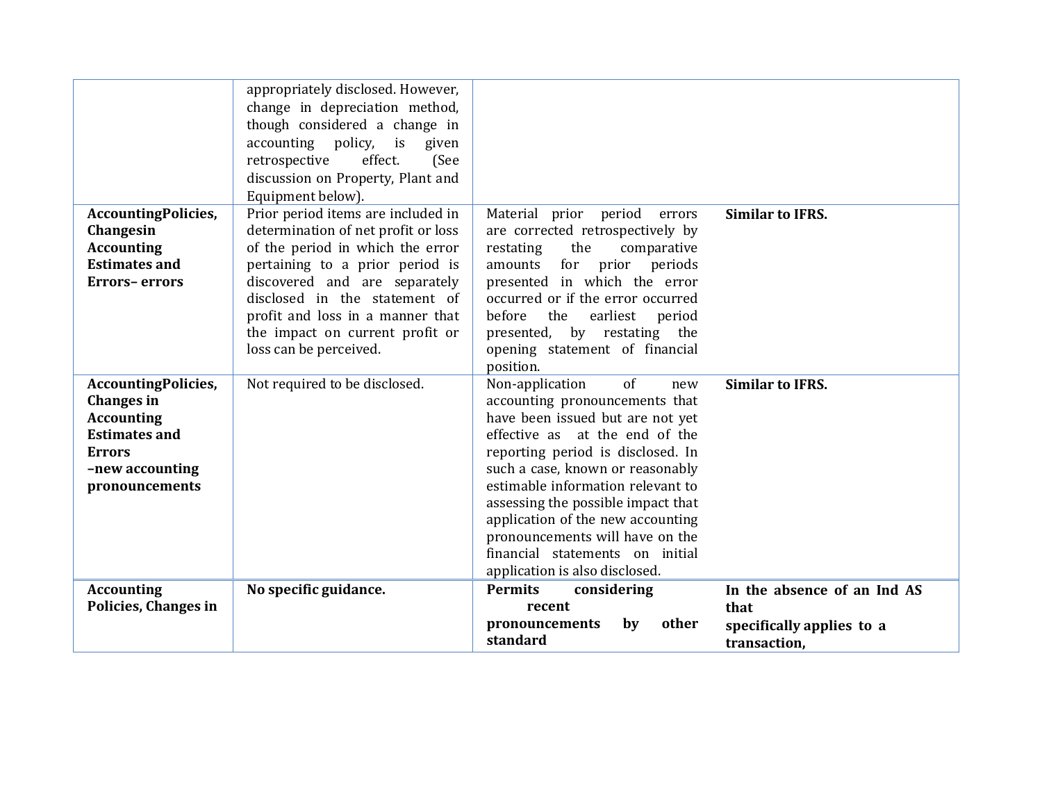| | | | |
|---|---|---|---|
| | appropriately disclosed. However, change in depreciation method, though considered a change in accounting policy, is given retrospective effect. (See discussion on Property, Plant and Equipment below). | | |
| **AccountingPolicies, Changesin Accounting Estimates and Errors– errors** | Prior period items are included in determination of net profit or loss of the period in which the error pertaining to a prior period is discovered and are separately disclosed in the statement of profit and loss in a manner that the impact on current profit or loss can be perceived. | Material prior period errors are corrected retrospectively by restating the comparative amounts for prior periods presented in which the error occurred or if the error occurred before the earliest period presented, by restating the opening statement of financial position. | **Similar to IFRS.** |
| **AccountingPolicies, Changes in Accounting Estimates and Errors –new accounting pronouncements** | Not required to be disclosed. | Non-application of new accounting pronouncements that have been issued but are not yet effective as at the end of the reporting period is disclosed. In such a case, known or reasonably estimable information relevant to assessing the possible impact that application of the new accounting pronouncements will have on the financial statements on initial application is also disclosed. | **Similar to IFRS.** |
| **Accounting Policies, Changes in** | **No specific guidance.** | **Permits considering recent pronouncements by other standard** | **In the absence of an Ind AS that specifically applies to a transaction,** |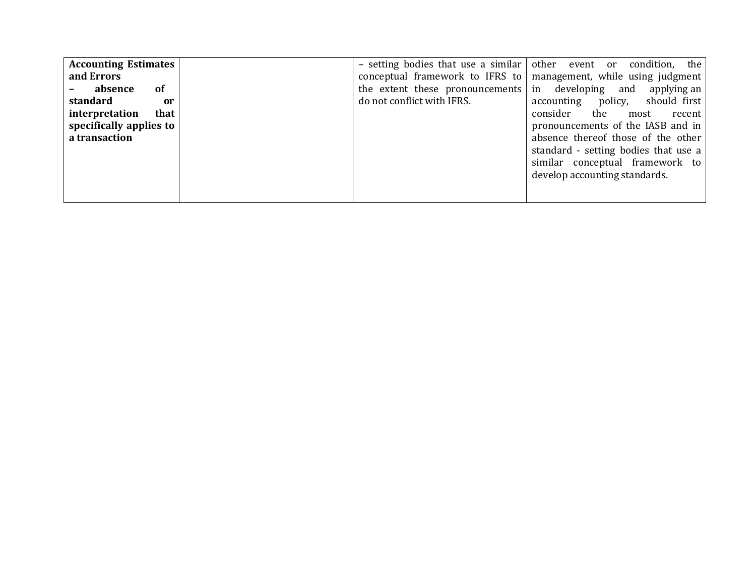| | | | |
|---|---|---|---|
| **Accounting Estimates and Errors – absence of standard or interpretation that specifically applies to a transaction** | | – setting bodies that use a similar conceptual framework to IFRS to the extent these pronouncements do not conflict with IFRS. | other event or condition, the management, while using judgment in developing and applying an accounting policy, should first consider the most recent pronouncements of the IASB and in absence thereof those of the other standard - setting bodies that use a similar conceptual framework to develop accounting standards. |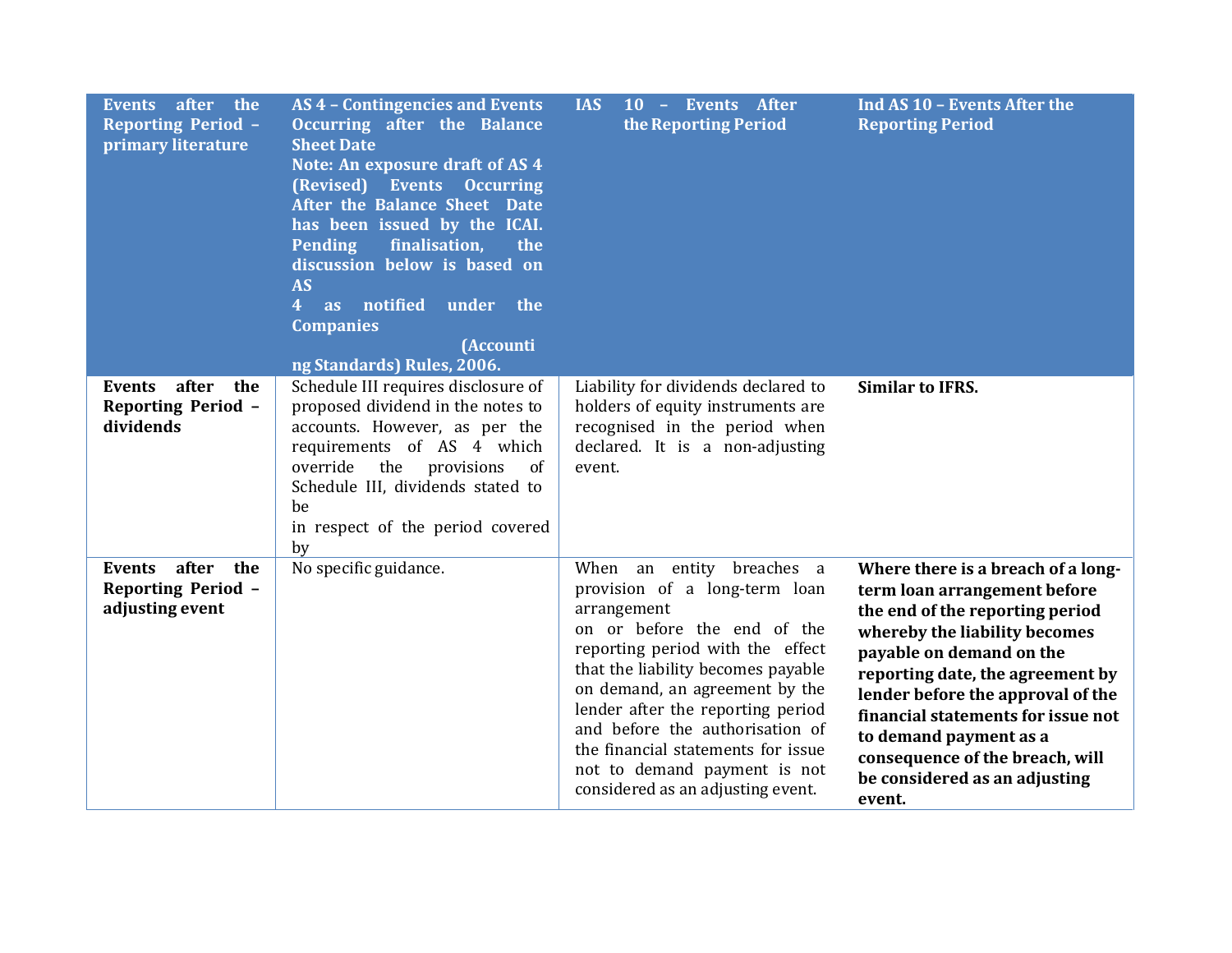| Events after the Reporting Period – primary literature | AS 4 – Contingencies and Events Occurring after the Balance Sheet Date Note: An exposure draft of AS 4 (Revised) Events Occurring After the Balance Sheet Date has been issued by the ICAI. Pending finalisation, the discussion below is based on AS 4 as notified under the Companies (Accounting Standards) Rules, 2006. | IAS 10 – Events After the Reporting Period | Ind AS 10 – Events After the Reporting Period |
|---|---|---|---|
| **Events after the Reporting Period – dividends** | Schedule III requires disclosure of proposed dividend in the notes to accounts. However, as per the requirements of AS 4 which override the provisions of Schedule III, dividends stated to be in respect of the period covered by | Liability for dividends declared to holders of equity instruments are recognised in the period when declared. It is a non-adjusting event. | **Similar to IFRS.** |
| **Events after the Reporting Period – adjusting event** | No specific guidance. | When an entity breaches a provision of a long-term loan arrangement on or before the end of the reporting period with the effect that the liability becomes payable on demand, an agreement by the lender after the reporting period and before the authorisation of the financial statements for issue not to demand payment is not considered as an adjusting event. | **Where there is a breach of a long-term loan arrangement before the end of the reporting period whereby the liability becomes payable on demand on the reporting date, the agreement by lender before the approval of the financial statements for issue not to demand payment as a consequence of the breach, will be considered as an adjusting event.** |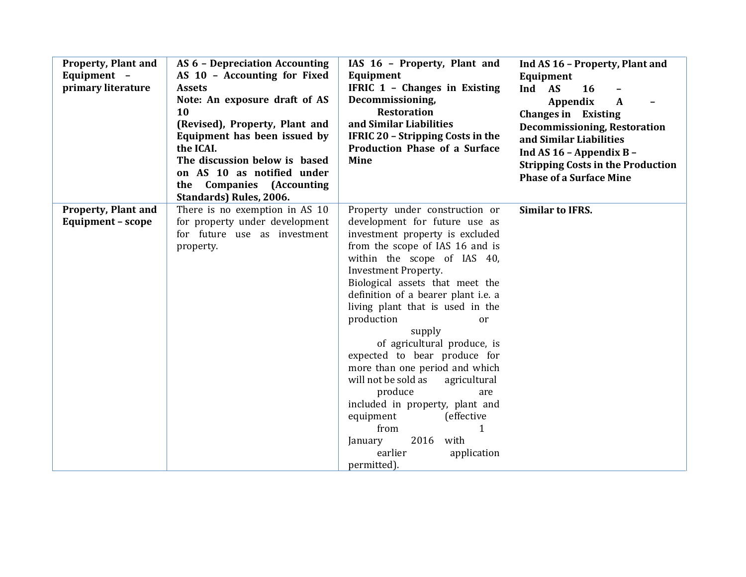| **Property, Plant and Equipment – primary literature** | **AS 6 – Depreciation Accounting AS 10 – Accounting for Fixed Assets Note: An exposure draft of AS 10 (Revised), Property, Plant and Equipment has been issued by the ICAI. The discussion below is based on AS 10 as notified under the Companies (Accounting Standards) Rules, 2006.** | **IAS 16 – Property, Plant and Equipment IFRIC 1 – Changes in Existing Decommissioning, Restoration and Similar Liabilities IFRIC 20 – Stripping Costs in the Production Phase of a Surface Mine** | **Ind AS 16 – Property, Plant and Equipment Ind AS 16 – Appendix A – Changes in Existing Decommissioning, Restoration and Similar Liabilities Ind AS 16 – Appendix B – Stripping Costs in the Production Phase of a Surface Mine** |
|---|---|---|---|
| **Property, Plant and Equipment – scope** | There is no exemption in AS 10 for property under development for future use as investment property. | Property under construction or development for future use as investment property is excluded from the scope of IAS 16 and is within the scope of IAS 40, Investment Property. Biological assets that meet the definition of a bearer plant i.e. a living plant that is used in the production or supply of agricultural produce, is expected to bear produce for more than one period and which will not be sold as agricultural produce are included in property, plant and equipment (effective from 1 January 2016 with earlier application permitted). | **Similar to IFRS.** |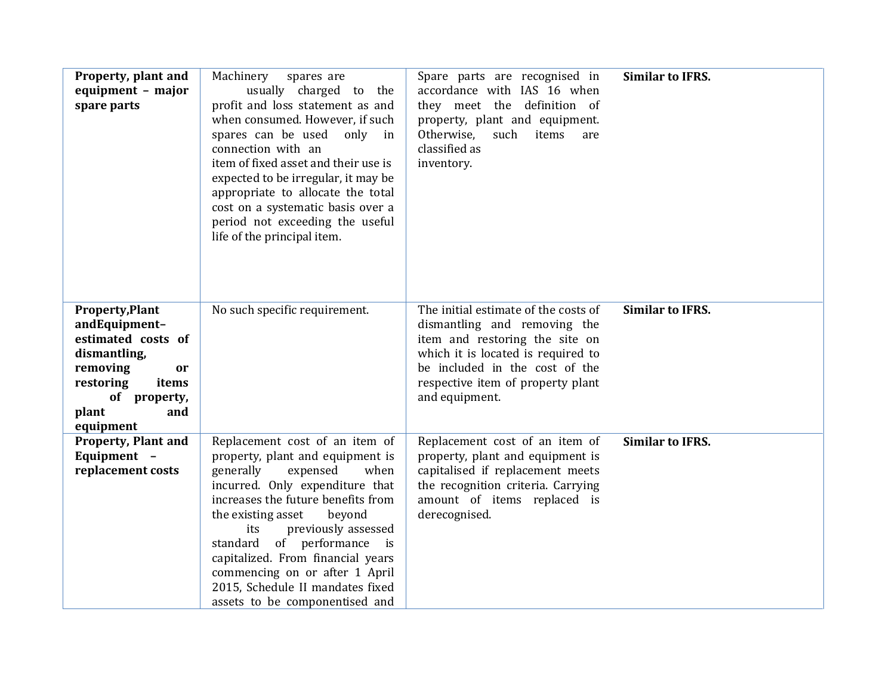| | | | |
|---|---|---|---|
| **Property, plant and equipment – major spare parts** | Machinery spares are usually charged to the profit and loss statement as and when consumed. However, if such spares can be used only in connection with an item of fixed asset and their use is expected to be irregular, it may be appropriate to allocate the total cost on a systematic basis over a period not exceeding the useful life of the principal item. | Spare parts are recognised in accordance with IAS 16 when they meet the definition of property, plant and equipment. Otherwise, such items are classified as inventory. | **Similar to IFRS.** |
| **Property,Plant andEquipment– estimated costs of dismantling, removing or restoring items of property, plant and equipment** | No such specific requirement. | The initial estimate of the costs of dismantling and removing the item and restoring the site on which it is located is required to be included in the cost of the respective item of property plant and equipment. | **Similar to IFRS.** |
| **Property, Plant and Equipment – replacement costs** | Replacement cost of an item of property, plant and equipment is generally expensed when incurred. Only expenditure that increases the future benefits from the existing asset beyond its previously assessed standard of performance is capitalized. From financial years commencing on or after 1 April 2015, Schedule II mandates fixed assets to be componentised and | Replacement cost of an item of property, plant and equipment is capitalised if replacement meets the recognition criteria. Carrying amount of items replaced is derecognised. | **Similar to IFRS.** |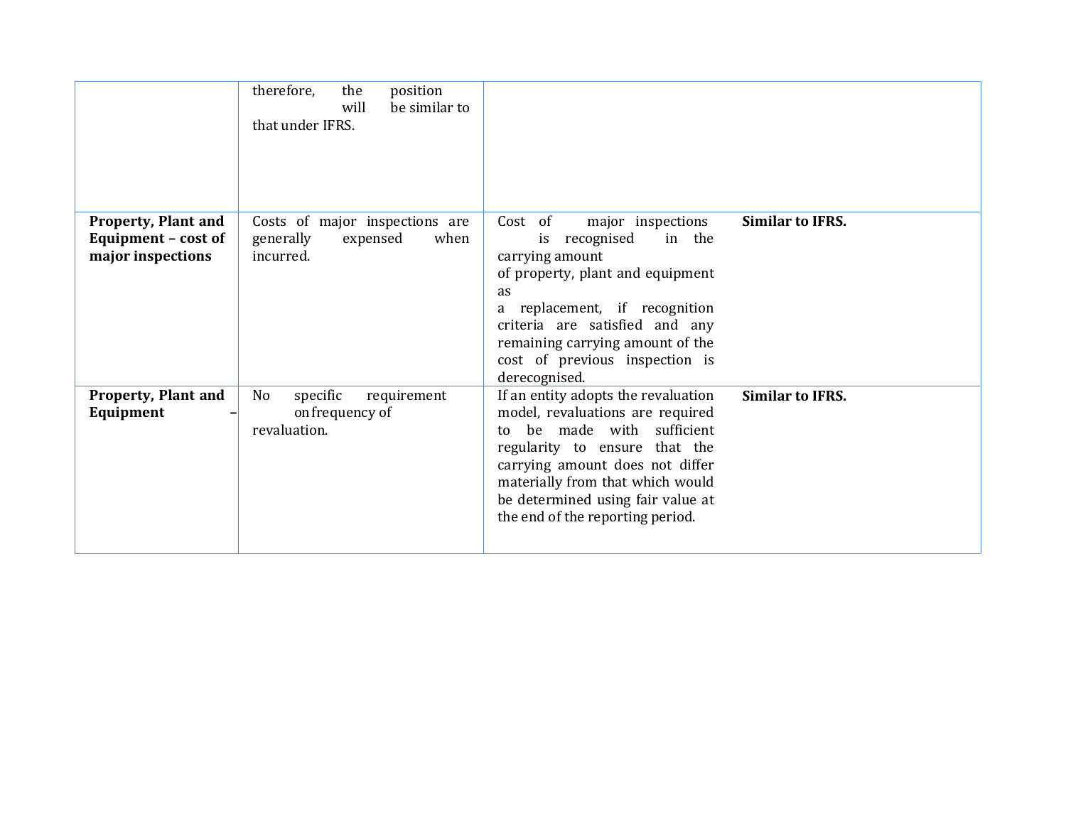| | | | |
|---|---|---|---|
| | therefore, the position will be similar to that under IFRS. | | |
| **Property, Plant and Equipment – cost of major inspections** | Costs of major inspections are generally expensed when incurred. | Cost of major inspections is recognised in the carrying amount of property, plant and equipment as a replacement, if recognition criteria are satisfied and any remaining carrying amount of the cost of previous inspection is derecognised. | **Similar to IFRS.** |
| **Property, Plant and Equipment –** | No specific requirement on frequency of revaluation. | If an entity adopts the revaluation model, revaluations are required to be made with sufficient regularity to ensure that the carrying amount does not differ materially from that which would be determined using fair value at the end of the reporting period. | **Similar to IFRS.** |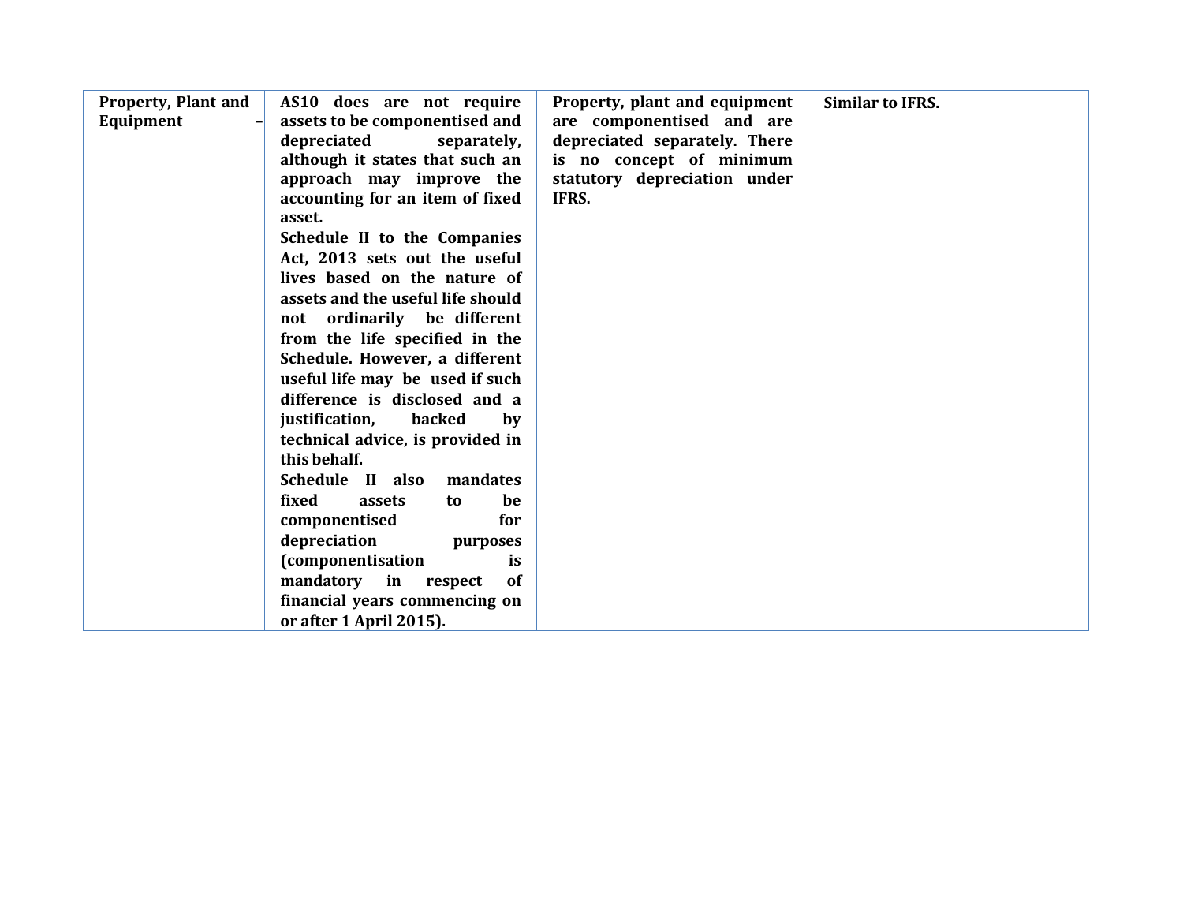| | | | |
|---|---|---|---|
| **Property, Plant and Equipment –** | **AS10 does are not require assets to be componentised and depreciated separately, although it states that such an approach may improve the accounting for an item of fixed asset.**<br>**Schedule II to the Companies Act, 2013 sets out the useful lives based on the nature of assets and the useful life should not ordinarily be different from the life specified in the Schedule. However, a different useful life may be used if such difference is disclosed and a justification, backed by technical advice, is provided in this behalf.**<br>**Schedule II also mandates fixed assets to be componentised for depreciation purposes (componentisation is mandatory in respect of financial years commencing on or after 1 April 2015).** | **Property, plant and equipment are componentised and are depreciated separately. There is no concept of minimum statutory depreciation under IFRS.** | **Similar to IFRS.** |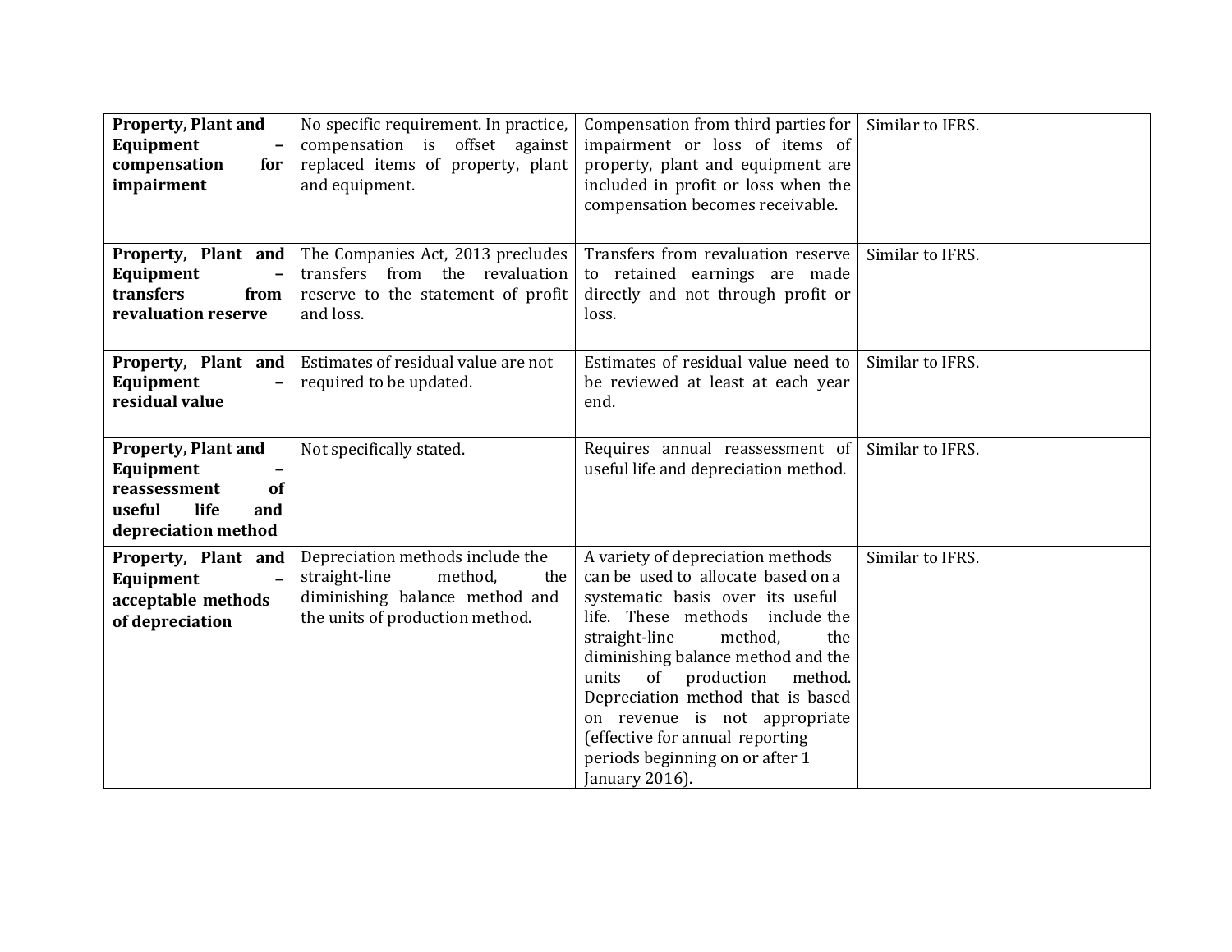| **Property, Plant and Equipment – compensation for impairment** | No specific requirement. In practice, compensation is offset against replaced items of property, plant and equipment. | Compensation from third parties for impairment or loss of items of property, plant and equipment are included in profit or loss when the compensation becomes receivable. | Similar to IFRS. |
|---|---|---|---|
| **Property, Plant and Equipment – transfers from revaluation reserve** | The Companies Act, 2013 precludes transfers from the revaluation reserve to the statement of profit and loss. | Transfers from revaluation reserve to retained earnings are made directly and not through profit or loss. | Similar to IFRS. |
| **Property, Plant and Equipment – residual value** | Estimates of residual value are not required to be updated. | Estimates of residual value need to be reviewed at least at each year end. | Similar to IFRS. |
| **Property, Plant and Equipment – reassessment of useful life and depreciation method** | Not specifically stated. | Requires annual reassessment of useful life and depreciation method. | Similar to IFRS. |
| **Property, Plant and Equipment – acceptable methods of depreciation** | Depreciation methods include the straight-line method, the diminishing balance method and the units of production method. | A variety of depreciation methods can be used to allocate based on a systematic basis over its useful life. These methods include the straight-line method, the diminishing balance method and the units of production method. Depreciation method that is based on revenue is not appropriate (effective for annual reporting periods beginning on or after 1 January 2016). | Similar to IFRS. |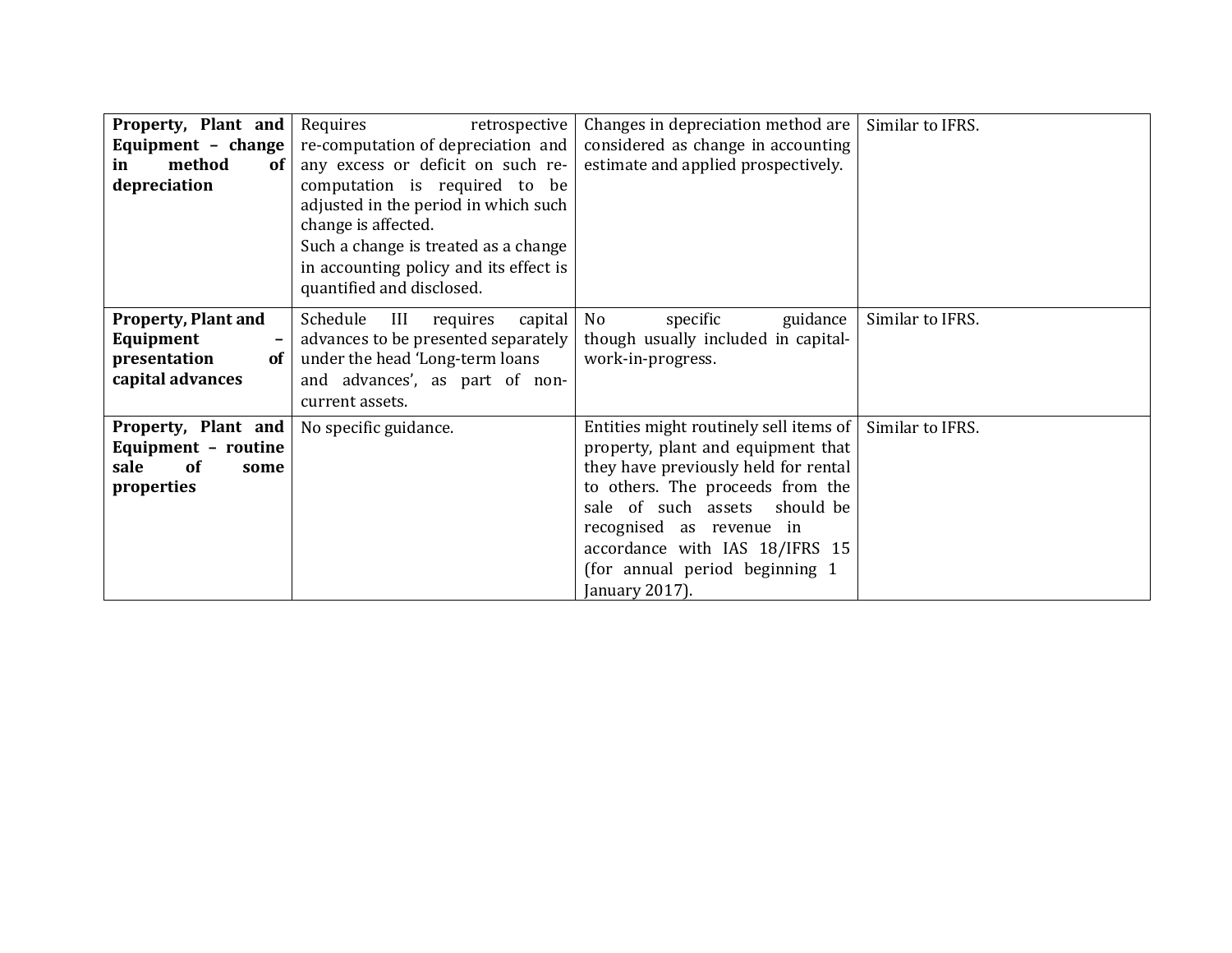| | | | |
|---|---|---|---|
| **Property, Plant and Equipment – change in method of depreciation** | Requires retrospective re-computation of depreciation and any excess or deficit on such re-computation is required to be adjusted in the period in which such change is affected.<br>Such a change is treated as a change in accounting policy and its effect is quantified and disclosed. | Changes in depreciation method are considered as change in accounting estimate and applied prospectively. | Similar to IFRS. |
| **Property, Plant and Equipment – presentation of capital advances** | Schedule III requires capital advances to be presented separately under the head 'Long-term loans and advances', as part of non-current assets. | No specific guidance though usually included in capital-work-in-progress. | Similar to IFRS. |
| **Property, Plant and Equipment – routine sale of some properties** | No specific guidance. | Entities might routinely sell items of property, plant and equipment that they have previously held for rental to others. The proceeds from the sale of such assets should be recognised as revenue in accordance with IAS 18/IFRS 15 (for annual period beginning 1 January 2017). | Similar to IFRS. |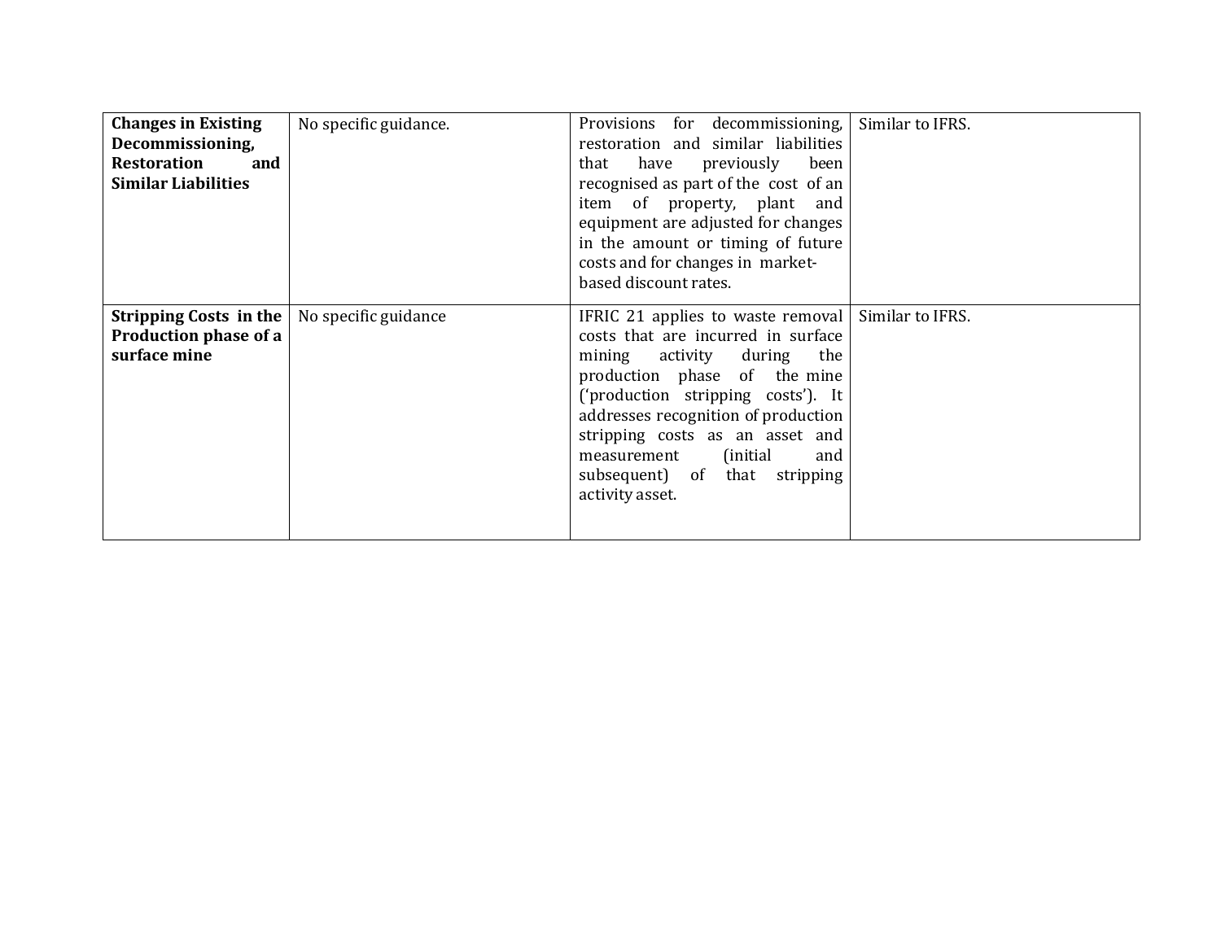| | | | |
|---|---|---|---|
| **Changes in Existing Decommissioning, Restoration and Similar Liabilities** | No specific guidance. | Provisions for decommissioning, restoration and similar liabilities that have previously been recognised as part of the cost of an item of property, plant and equipment are adjusted for changes in the amount or timing of future costs and for changes in market-based discount rates. | Similar to IFRS. |
| **Stripping Costs in the Production phase of a surface mine** | No specific guidance | IFRIC 21 applies to waste removal costs that are incurred in surface mining activity during the production phase of the mine ('production stripping costs'). It addresses recognition of production stripping costs as an asset and measurement (initial and subsequent) of that stripping activity asset. | Similar to IFRS. |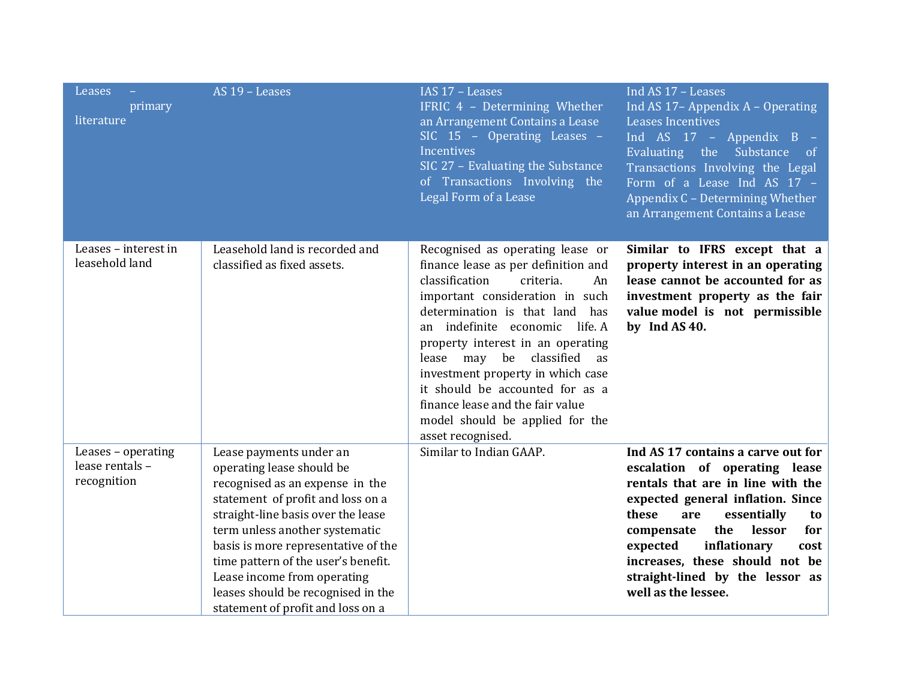| Leases – primary literature | AS 19 – Leases | IAS 17 – Leases<br>IFRIC 4 – Determining Whether an Arrangement Contains a Lease<br>SIC 15 – Operating Leases – Incentives<br>SIC 27 – Evaluating the Substance of Transactions Involving the Legal Form of a Lease | Ind AS 17 – Leases<br>Ind AS 17– Appendix A – Operating Leases Incentives<br>Ind AS 17 – Appendix B – Evaluating the Substance of Transactions Involving the Legal Form of a Lease Ind AS 17 – Appendix C – Determining Whether an Arrangement Contains a Lease |
|---|---|---|---|
| Leases – interest in leasehold land | Leasehold land is recorded and classified as fixed assets. | Recognised as operating lease or finance lease as per definition and classification criteria. An important consideration in such determination is that land has an indefinite economic life. A property interest in an operating lease may be classified as investment property in which case it should be accounted for as a finance lease and the fair value model should be applied for the asset recognised. | **Similar to IFRS except that a property interest in an operating lease cannot be accounted for as investment property as the fair value model is not permissible by Ind AS 40.** |
| Leases – operating lease rentals – recognition | Lease payments under an operating lease should be recognised as an expense in the statement of profit and loss on a straight-line basis over the lease term unless another systematic basis is more representative of the time pattern of the user's benefit. Lease income from operating leases should be recognised in the statement of profit and loss on a | Similar to Indian GAAP. | **Ind AS 17 contains a carve out for escalation of operating lease rentals that are in line with the expected general inflation. Since these are essentially to compensate the lessor for expected inflationary cost increases, these should not be straight-lined by the lessor as well as the lessee.** |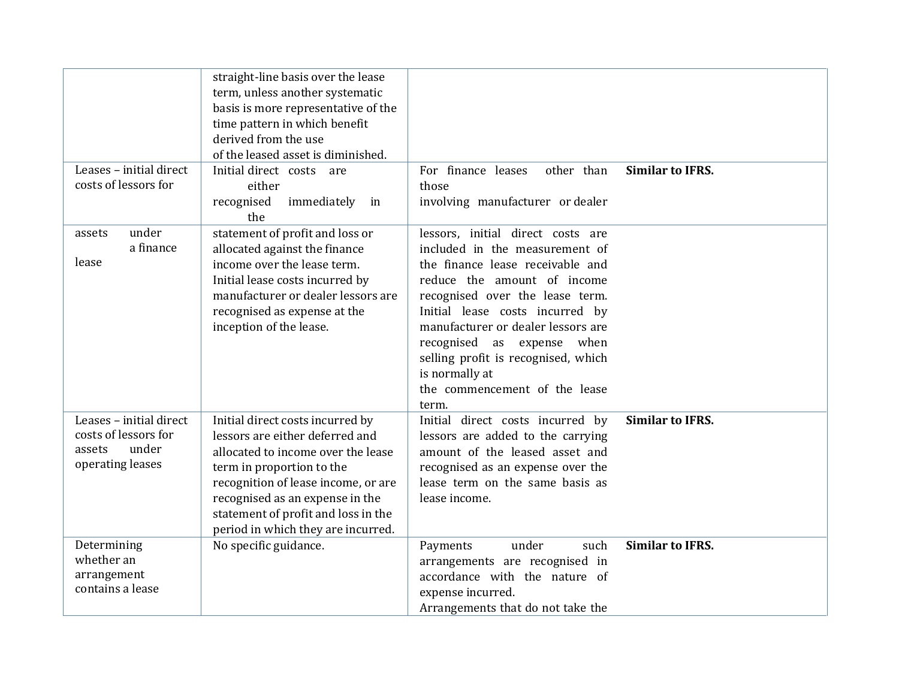| | | | |
|---|---|---|---|
| | straight-line basis over the lease term, unless another systematic basis is more representative of the time pattern in which benefit derived from the use of the leased asset is diminished. | | |
| Leases – initial direct costs of lessors for assets under a finance lease | Initial direct costs are either recognised immediately in the statement of profit and loss or allocated against the finance income over the lease term. Initial lease costs incurred by manufacturer or dealer lessors are recognised as expense at the inception of the lease. | For finance leases other than those involving manufacturer or dealer lessors, initial direct costs are included in the measurement of the finance lease receivable and reduce the amount of income recognised over the lease term. Initial lease costs incurred by manufacturer or dealer lessors are recognised as expense when selling profit is recognised, which is normally at the commencement of the lease term. | **Similar to IFRS.** |
| Leases – initial direct costs of lessors for assets under operating leases | Initial direct costs incurred by lessors are either deferred and allocated to income over the lease term in proportion to the recognition of lease income, or are recognised as an expense in the statement of profit and loss in the period in which they are incurred. | Initial direct costs incurred by lessors are added to the carrying amount of the leased asset and recognised as an expense over the lease term on the same basis as lease income. | **Similar to IFRS.** |
| Determining whether an arrangement contains a lease | No specific guidance. | Payments under such arrangements are recognised in accordance with the nature of expense incurred. Arrangements that do not take the | **Similar to IFRS.** |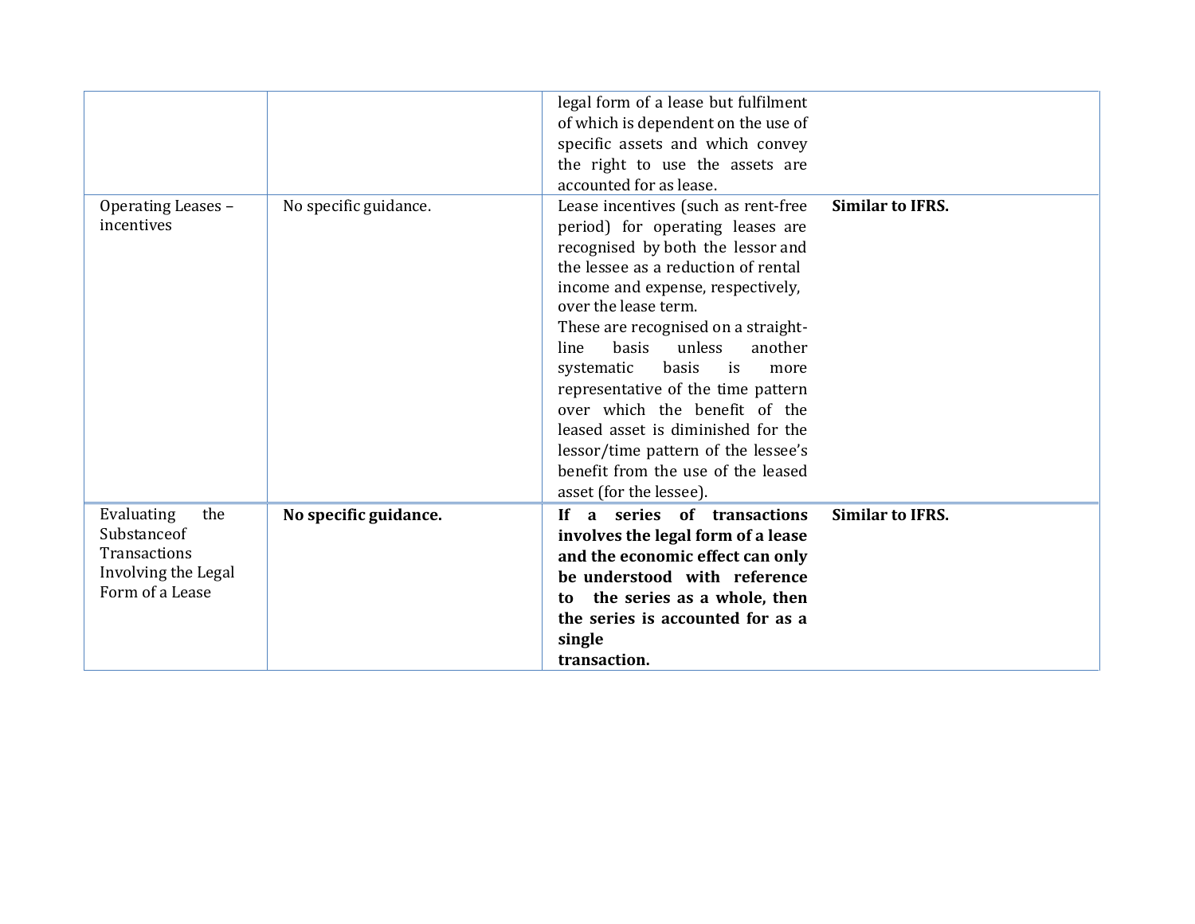| | | | |
|---|---|---|---|
| | | legal form of a lease but fulfilment of which is dependent on the use of specific assets and which convey the right to use the assets are accounted for as lease. | |
| Operating Leases – incentives | No specific guidance. | Lease incentives (such as rent-free period) for operating leases are recognised by both the lessor and the lessee as a reduction of rental income and expense, respectively, over the lease term. These are recognised on a straight-line basis unless another systematic basis is more representative of the time pattern over which the benefit of the leased asset is diminished for the lessor/time pattern of the lessee's benefit from the use of the leased asset (for the lessee). | **Similar to IFRS.** |
| Evaluating the Substanceof Transactions Involving the Legal Form of a Lease | **No specific guidance.** | **If a series of transactions involves the legal form of a lease and the economic effect can only be understood with reference to the series as a whole, then the series is accounted for as a single transaction.** | **Similar to IFRS.** |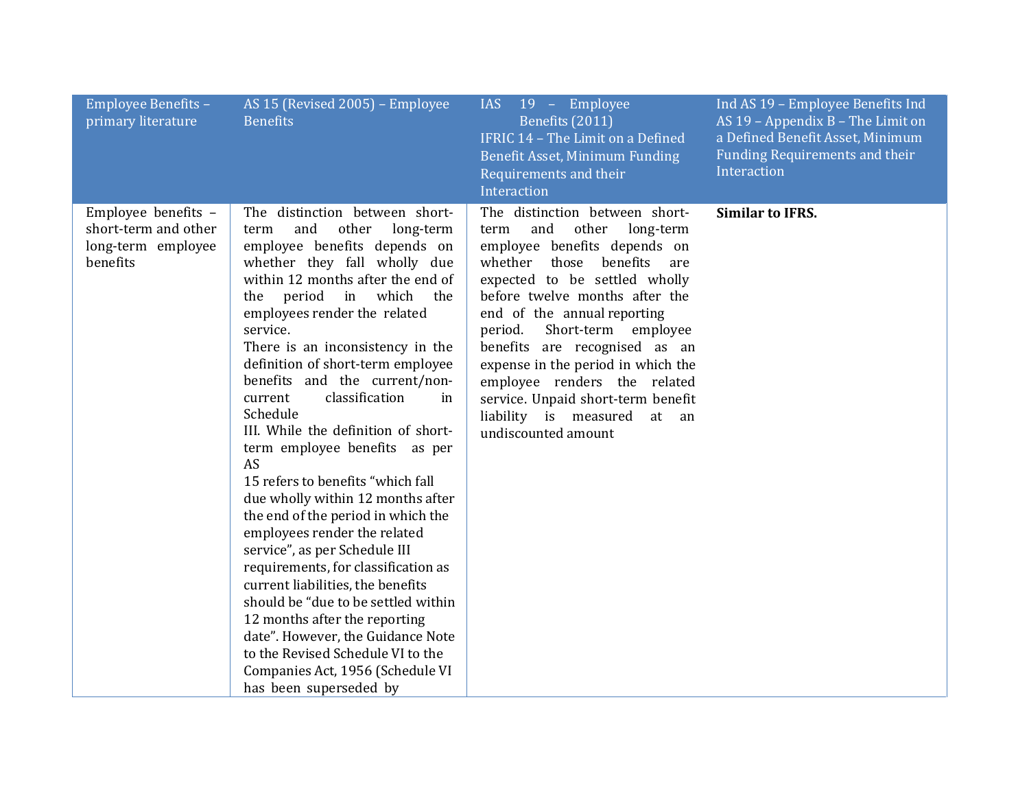| Employee Benefits – primary literature | AS 15 (Revised 2005) – Employee Benefits | IAS 19 – Employee Benefits (2011) IFRIC 14 – The Limit on a Defined Benefit Asset, Minimum Funding Requirements and their Interaction | Ind AS 19 – Employee Benefits Ind AS 19 – Appendix B – The Limit on a Defined Benefit Asset, Minimum Funding Requirements and their Interaction |
|---|---|---|---|
| Employee benefits – short-term and other long-term employee benefits | The distinction between short-term and other long-term employee benefits depends on whether they fall wholly due within 12 months after the end of the period in which the employees render the related service. There is an inconsistency in the definition of short-term employee benefits and the current/non-current classification in Schedule III. While the definition of short-term employee benefits as per AS 15 refers to benefits "which fall due wholly within 12 months after the end of the period in which the employees render the related service", as per Schedule III requirements, for classification as current liabilities, the benefits should be "due to be settled within 12 months after the reporting date". However, the Guidance Note to the Revised Schedule VI to the Companies Act, 1956 (Schedule VI has been superseded by | The distinction between short-term and other long-term employee benefits depends on whether those benefits are expected to be settled wholly before twelve months after the end of the annual reporting period. Short-term employee benefits are recognised as an expense in the period in which the employee renders the related service. Unpaid short-term benefit liability is measured at an undiscounted amount | **Similar to IFRS.** |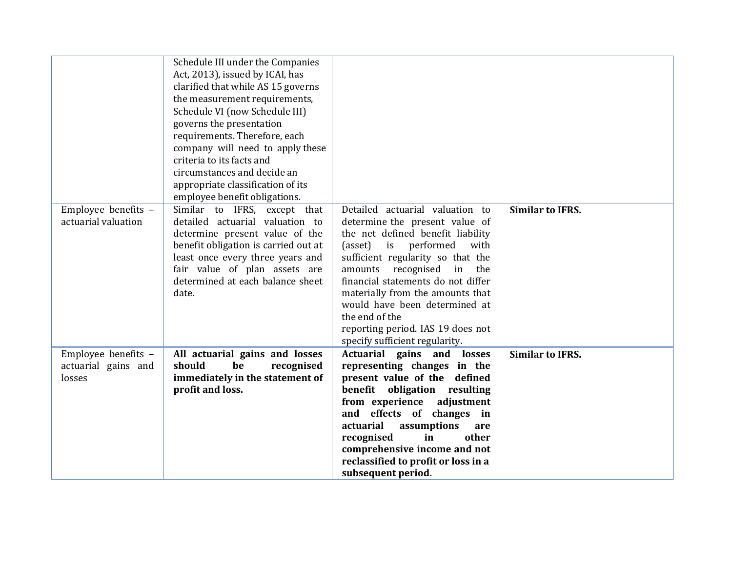| | | | |
|---|---|---|---|
| | Schedule III under the Companies Act, 2013), issued by ICAI, has clarified that while AS 15 governs the measurement requirements, Schedule VI (now Schedule III) governs the presentation requirements. Therefore, each company will need to apply these criteria to its facts and circumstances and decide an appropriate classification of its employee benefit obligations. | | |
| Employee benefits – actuarial valuation | Similar to IFRS, except that detailed actuarial valuation to determine present value of the benefit obligation is carried out at least once every three years and fair value of plan assets are determined at each balance sheet date. | Detailed actuarial valuation to determine the present value of the net defined benefit liability (asset) is performed with sufficient regularity so that the amounts recognised in the financial statements do not differ materially from the amounts that would have been determined at the end of the reporting period. IAS 19 does not specify sufficient regularity. | **Similar to IFRS.** |
| Employee benefits – actuarial gains and losses | **All actuarial gains and losses should be recognised immediately in the statement of profit and loss.** | **Actuarial gains and losses representing changes in the present value of the defined benefit obligation resulting from experience adjustment and effects of changes in actuarial assumptions are recognised in other comprehensive income and not reclassified to profit or loss in a subsequent period.** | **Similar to IFRS.** |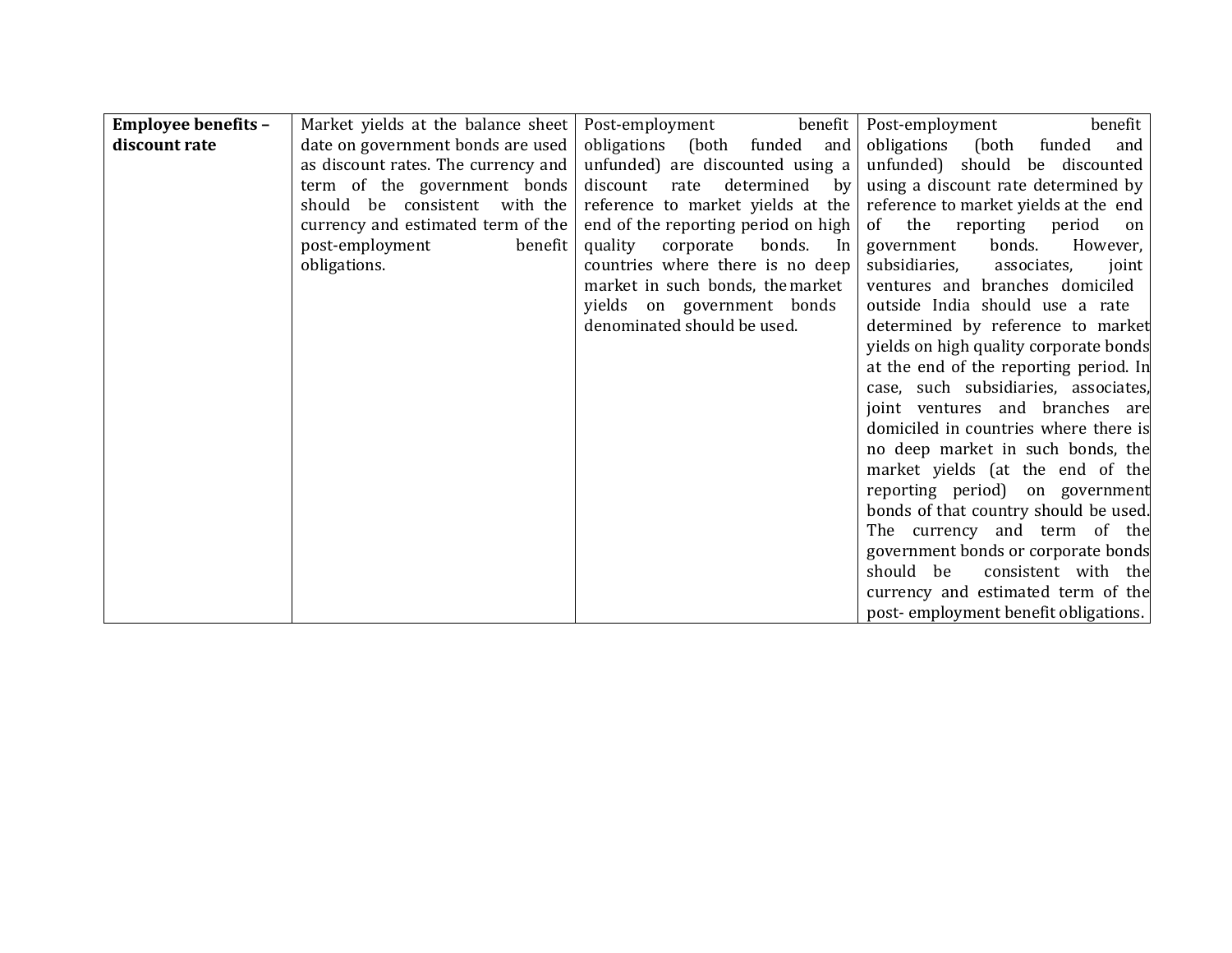| **Employee benefits – discount rate** | Market yields at the balance sheet date on government bonds are used as discount rates. The currency and term of the government bonds should be consistent with the currency and estimated term of the post-employment benefit obligations. | Post-employment benefit obligations (both funded and unfunded) are discounted using a discount rate determined by reference to market yields at the end of the reporting period on high quality corporate bonds. In countries where there is no deep market in such bonds, the market yields on government bonds denominated should be used. | Post-employment benefit obligations (both funded and unfunded) should be discounted using a discount rate determined by reference to market yields at the end of the reporting period on government bonds. However, subsidiaries, associates, joint ventures and branches domiciled outside India should use a rate determined by reference to market yields on high quality corporate bonds at the end of the reporting period. In case, such subsidiaries, associates, joint ventures and branches are domiciled in countries where there is no deep market in such bonds, the market yields (at the end of the reporting period) on government bonds of that country should be used. The currency and term of the government bonds or corporate bonds should be consistent with the currency and estimated term of the post- employment benefit obligations. |
|---|---|---|---|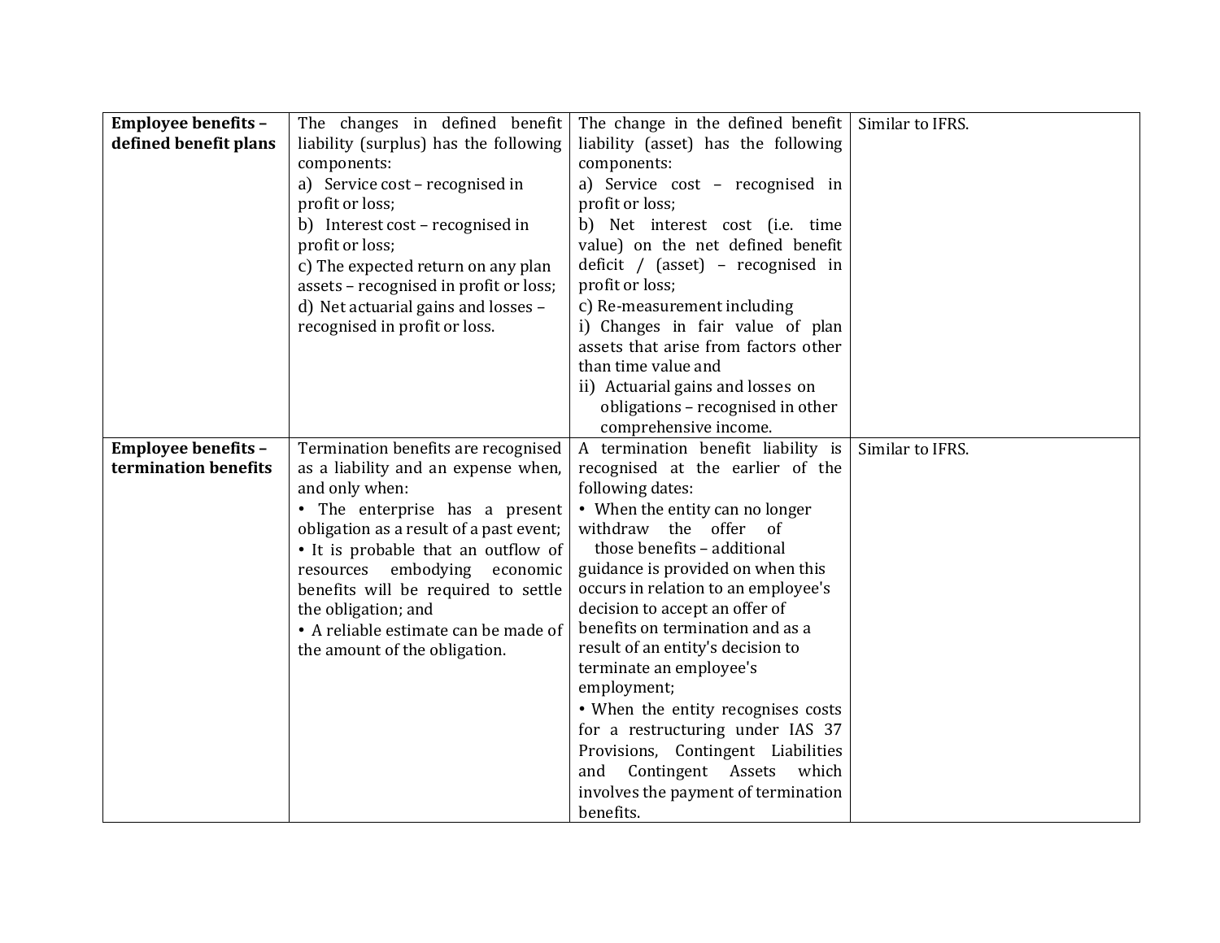| | | | |
|---|---|---|---|
| **Employee benefits – defined benefit plans** | The changes in defined benefit liability (surplus) has the following components:<br>a) Service cost – recognised in profit or loss;<br>b) Interest cost – recognised in profit or loss;<br>c) The expected return on any plan assets – recognised in profit or loss;<br>d) Net actuarial gains and losses – recognised in profit or loss. | The change in the defined benefit liability (asset) has the following components:<br>a) Service cost – recognised in profit or loss;<br>b) Net interest cost (i.e. time value) on the net defined benefit deficit / (asset) – recognised in profit or loss;<br>c) Re-measurement including<br>i) Changes in fair value of plan assets that arise from factors other than time value and<br>ii) Actuarial gains and losses on obligations – recognised in other comprehensive income. | Similar to IFRS. |
| **Employee benefits – termination benefits** | Termination benefits are recognised as a liability and an expense when, and only when:<br>• The enterprise has a present obligation as a result of a past event;<br>• It is probable that an outflow of resources embodying economic benefits will be required to settle the obligation; and<br>• A reliable estimate can be made of the amount of the obligation. | A termination benefit liability is recognised at the earlier of the following dates:<br>• When the entity can no longer withdraw the offer of those benefits – additional guidance is provided on when this occurs in relation to an employee's decision to accept an offer of benefits on termination and as a result of an entity's decision to terminate an employee's employment;<br>• When the entity recognises costs for a restructuring under IAS 37 Provisions, Contingent Liabilities and Contingent Assets which involves the payment of termination benefits. | Similar to IFRS. |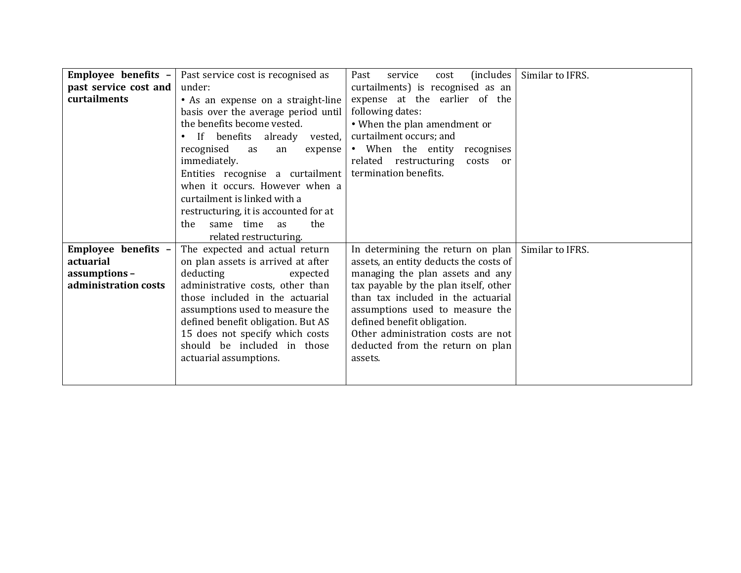| | | | |
|---|---|---|---|
| **Employee benefits – past service cost and curtailments** | Past service cost is recognised as under:<br>• As an expense on a straight-line basis over the average period until the benefits become vested.<br>• If benefits already vested, recognised as an expense immediately.<br>Entities recognise a curtailment when it occurs. However when a curtailment is linked with a restructuring, it is accounted for at the same time as the related restructuring. | Past service cost (includes curtailments) is recognised as an expense at the earlier of the following dates:<br>• When the plan amendment or curtailment occurs; and<br>• When the entity recognises related restructuring costs or termination benefits. | Similar to IFRS. |
| **Employee benefits – actuarial assumptions – administration costs** | The expected and actual return on plan assets is arrived at after deducting expected administrative costs, other than those included in the actuarial assumptions used to measure the defined benefit obligation. But AS 15 does not specify which costs should be included in those actuarial assumptions. | In determining the return on plan assets, an entity deducts the costs of managing the plan assets and any tax payable by the plan itself, other than tax included in the actuarial assumptions used to measure the defined benefit obligation.<br>Other administration costs are not deducted from the return on plan assets. | Similar to IFRS. |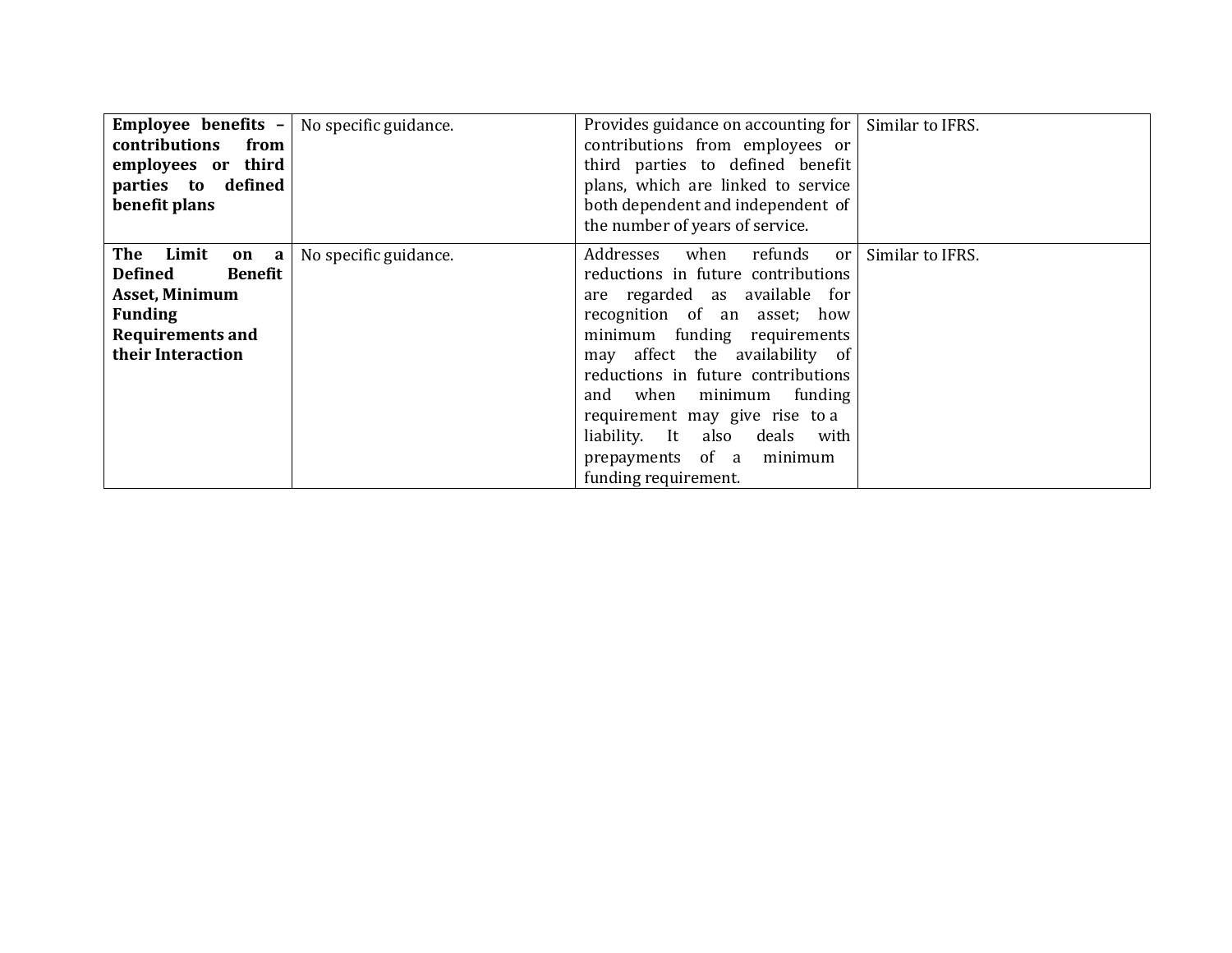| | | | |
|---|---|---|---|
| **Employee benefits – contributions from employees or third parties to defined benefit plans** | No specific guidance. | Provides guidance on accounting for contributions from employees or third parties to defined benefit plans, which are linked to service both dependent and independent of the number of years of service. | Similar to IFRS. |
| **The Limit on a Defined Benefit Asset, Minimum Funding Requirements and their Interaction** | No specific guidance. | Addresses when refunds or reductions in future contributions are regarded as available for recognition of an asset; how minimum funding requirements may affect the availability of reductions in future contributions and when minimum funding requirement may give rise to a liability. It also deals with prepayments of a minimum funding requirement. | Similar to IFRS. |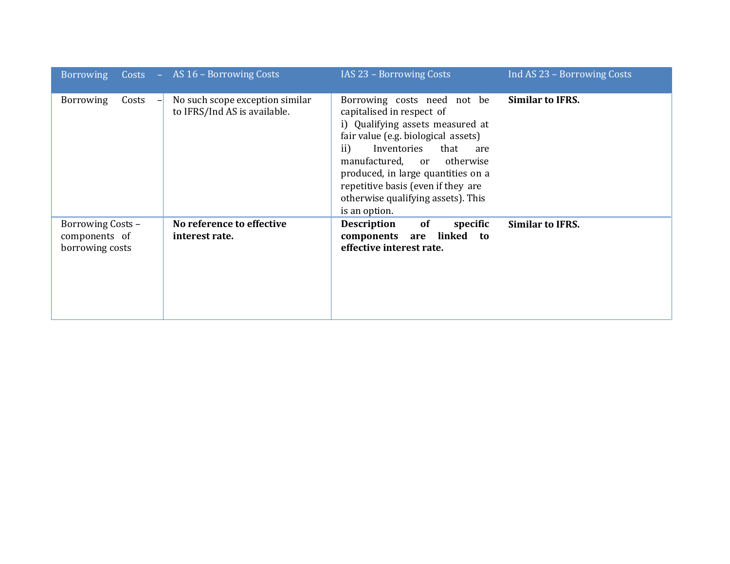| Borrowing Costs – | AS 16 – Borrowing Costs | IAS 23 – Borrowing Costs | Ind AS 23 – Borrowing Costs |
|---|---|---|---|
| Borrowing Costs – | No such scope exception similar to IFRS/Ind AS is available. | Borrowing costs need not be capitalised in respect of<br>i) Qualifying assets measured at fair value (e.g. biological assets)<br>ii) Inventories that are manufactured, or otherwise produced, in large quantities on a repetitive basis (even if they are otherwise qualifying assets). This is an option. | **Similar to IFRS.** |
| Borrowing Costs – components of borrowing costs | **No reference to effective interest rate.** | **Description of specific components are linked to effective interest rate.** | **Similar to IFRS.** |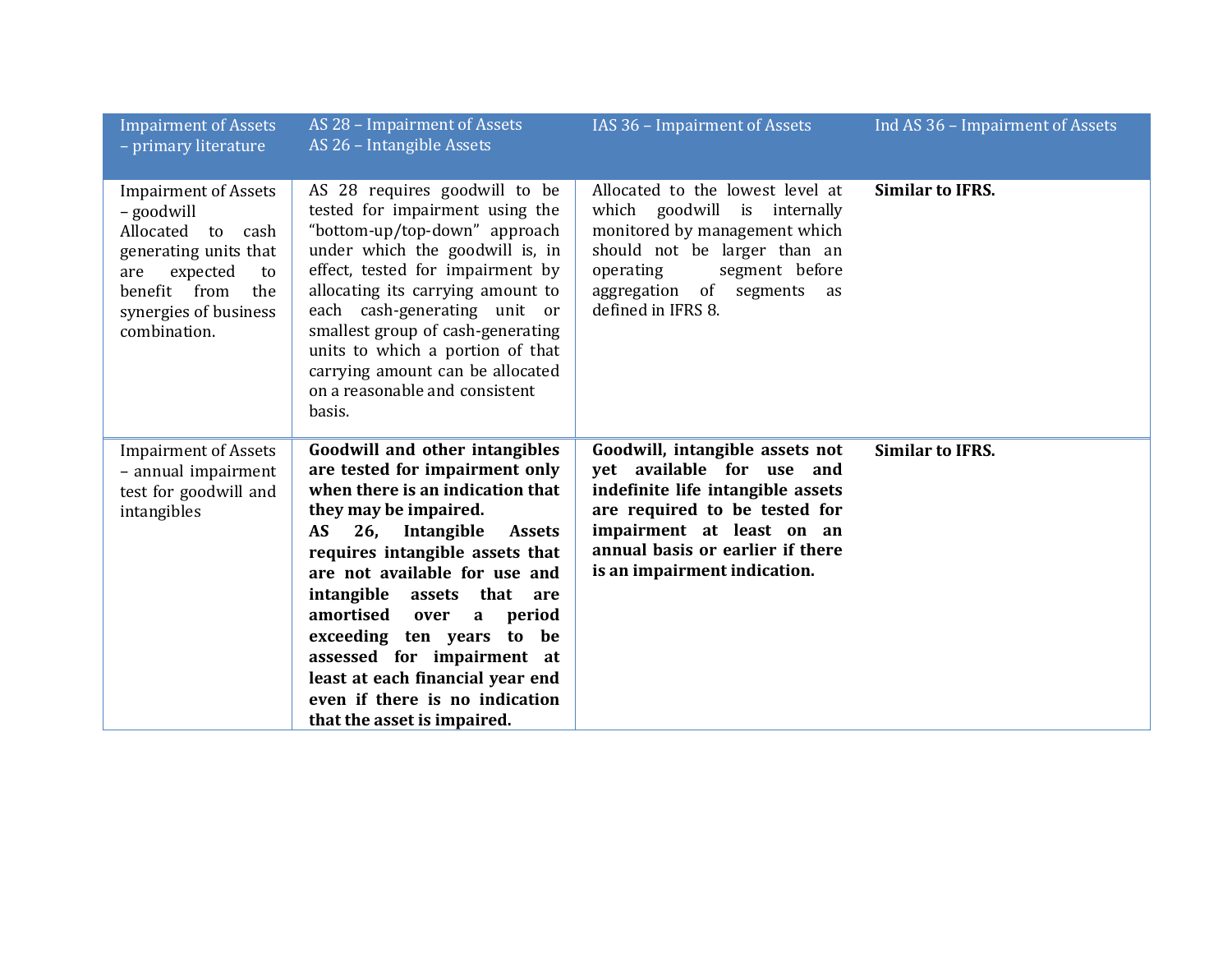| Impairment of Assets – primary literature | AS 28 – Impairment of Assets<br>AS 26 – Intangible Assets | IAS 36 – Impairment of Assets | Ind AS 36 – Impairment of Assets |
|---|---|---|---|
| Impairment of Assets – goodwill<br>Allocated to cash generating units that are expected to benefit from the synergies of business combination. | AS 28 requires goodwill to be tested for impairment using the "bottom-up/top-down" approach under which the goodwill is, in effect, tested for impairment by allocating its carrying amount to each cash-generating unit or smallest group of cash-generating units to which a portion of that carrying amount can be allocated on a reasonable and consistent basis. | Allocated to the lowest level at which goodwill is internally monitored by management which should not be larger than an operating segment before aggregation of segments as defined in IFRS 8. | **Similar to IFRS.** |
| Impairment of Assets – annual impairment test for goodwill and intangibles | **Goodwill and other intangibles are tested for impairment only when there is an indication that they may be impaired.**<br>**AS 26, Intangible Assets requires intangible assets that are not available for use and intangible assets that are amortised over a period exceeding ten years to be assessed for impairment at least at each financial year end even if there is no indication that the asset is impaired.** | **Goodwill, intangible assets not yet available for use and indefinite life intangible assets are required to be tested for impairment at least on an annual basis or earlier if there is an impairment indication.** | **Similar to IFRS.** |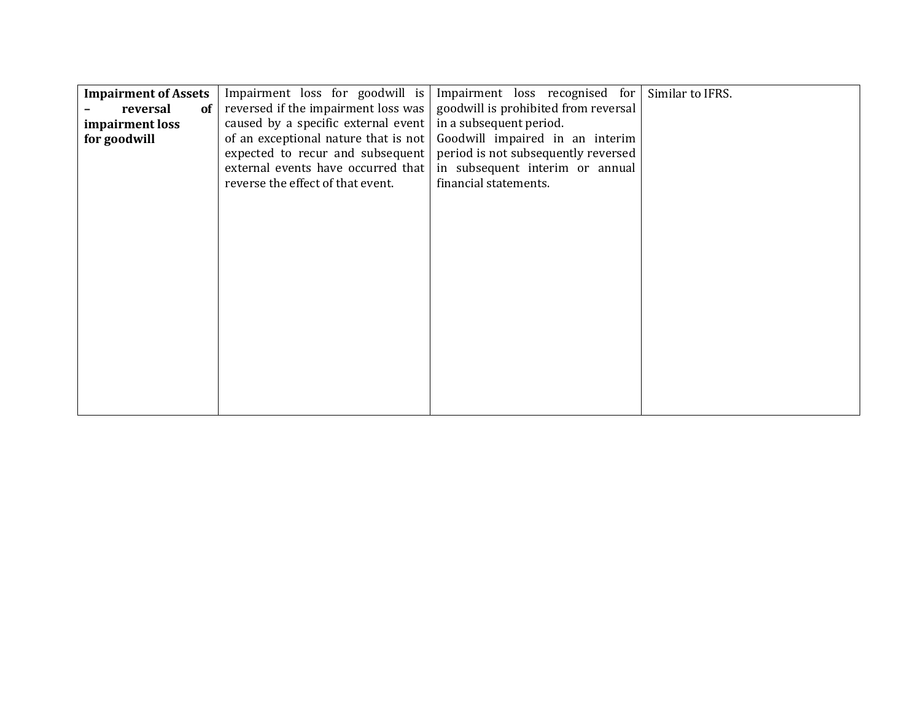| | | | |
|---|---|---|---|
| **Impairment of Assets – reversal of impairment loss for goodwill** | Impairment loss for goodwill is reversed if the impairment loss was caused by a specific external event of an exceptional nature that is not expected to recur and subsequent external events have occurred that reverse the effect of that event. | Impairment loss recognised for goodwill is prohibited from reversal in a subsequent period.<br>Goodwill impaired in an interim period is not subsequently reversed in subsequent interim or annual financial statements. | Similar to IFRS. |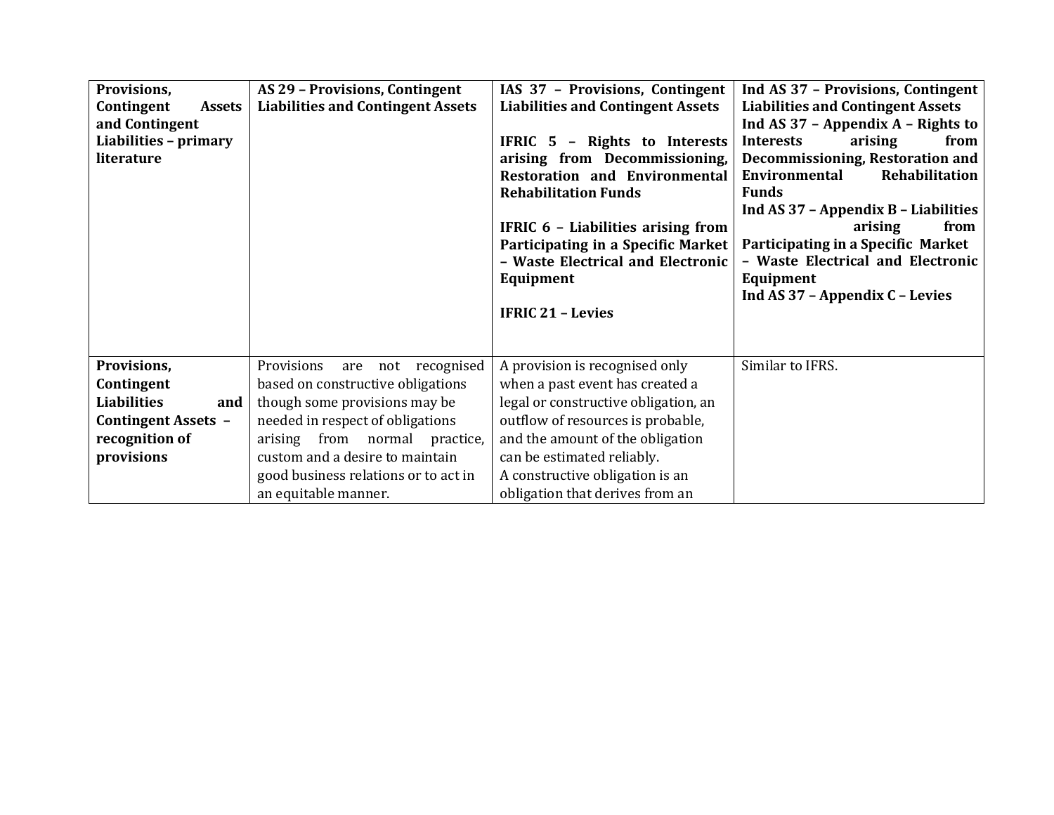| **Provisions, Contingent Assets and Contingent Liabilities – primary literature** | **AS 29 – Provisions, Contingent Liabilities and Contingent Assets** | **IAS 37 – Provisions, Contingent Liabilities and Contingent Assets**<br><br>**IFRIC 5 – Rights to Interests arising from Decommissioning, Restoration and Environmental Rehabilitation Funds**<br><br>**IFRIC 6 – Liabilities arising from Participating in a Specific Market – Waste Electrical and Electronic Equipment**<br><br>**IFRIC 21 – Levies** | **Ind AS 37 – Provisions, Contingent Liabilities and Contingent Assets**<br>**Ind AS 37 – Appendix A – Rights to Interests arising from Decommissioning, Restoration and Environmental Rehabilitation Funds**<br>**Ind AS 37 – Appendix B – Liabilities arising from Participating in a Specific Market – Waste Electrical and Electronic Equipment**<br>**Ind AS 37 – Appendix C – Levies** |
|---|---|---|---|
| **Provisions, Contingent Liabilities and Contingent Assets – recognition of provisions** | Provisions are not recognised based on constructive obligations though some provisions may be needed in respect of obligations arising from normal practice, custom and a desire to maintain good business relations or to act in an equitable manner. | A provision is recognised only when a past event has created a legal or constructive obligation, an outflow of resources is probable, and the amount of the obligation can be estimated reliably.<br>A constructive obligation is an obligation that derives from an | Similar to IFRS. |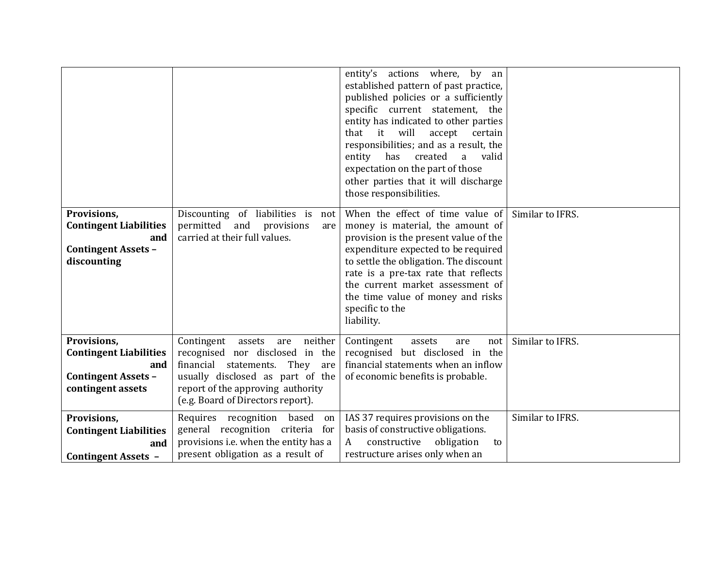| | | | |
|---|---|---|---|
| | | entity's actions where, by an established pattern of past practice, published policies or a sufficiently specific current statement, the entity has indicated to other parties that it will accept certain responsibilities; and as a result, the entity has created a valid expectation on the part of those other parties that it will discharge those responsibilities. | |
| **Provisions, Contingent Liabilities and Contingent Assets – discounting** | Discounting of liabilities is not permitted and provisions are carried at their full values. | When the effect of time value of money is material, the amount of provision is the present value of the expenditure expected to be required to settle the obligation. The discount rate is a pre-tax rate that reflects the current market assessment of the time value of money and risks specific to the liability. | Similar to IFRS. |
| **Provisions, Contingent Liabilities and Contingent Assets – contingent assets** | Contingent assets are neither recognised nor disclosed in the financial statements. They are usually disclosed as part of the report of the approving authority (e.g. Board of Directors report). | Contingent assets are not recognised but disclosed in the financial statements when an inflow of economic benefits is probable. | Similar to IFRS. |
| **Provisions, Contingent Liabilities and Contingent Assets –** | Requires recognition based on general recognition criteria for provisions i.e. when the entity has a present obligation as a result of | IAS 37 requires provisions on the basis of constructive obligations. A constructive obligation to restructure arises only when an | Similar to IFRS. |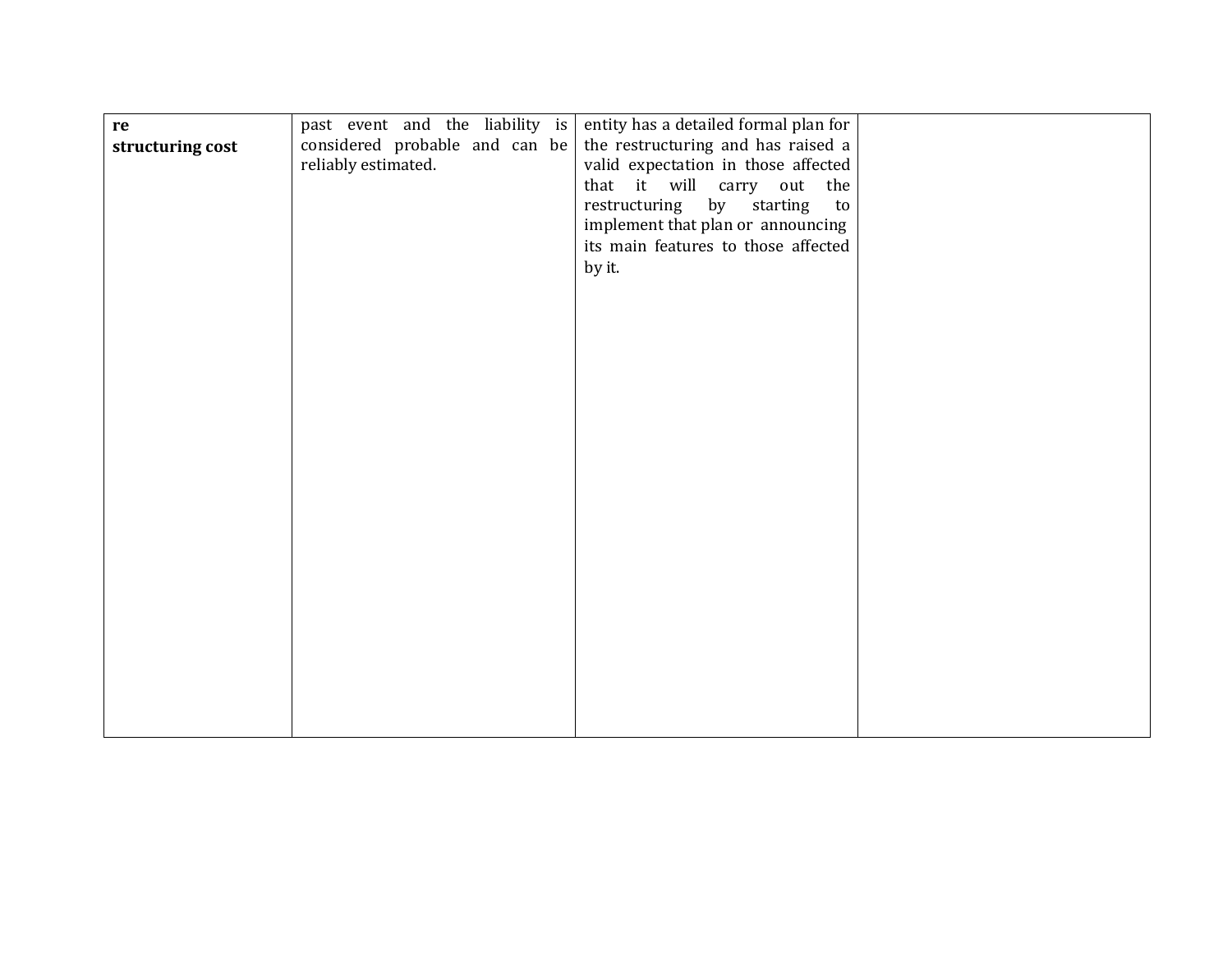| | | | |
|---|---|---|---|
| **re structuring cost** | past event and the liability is considered probable and can be reliably estimated. | entity has a detailed formal plan for the restructuring and has raised a valid expectation in those affected that it will carry out the restructuring by starting to implement that plan or announcing its main features to those affected by it. | |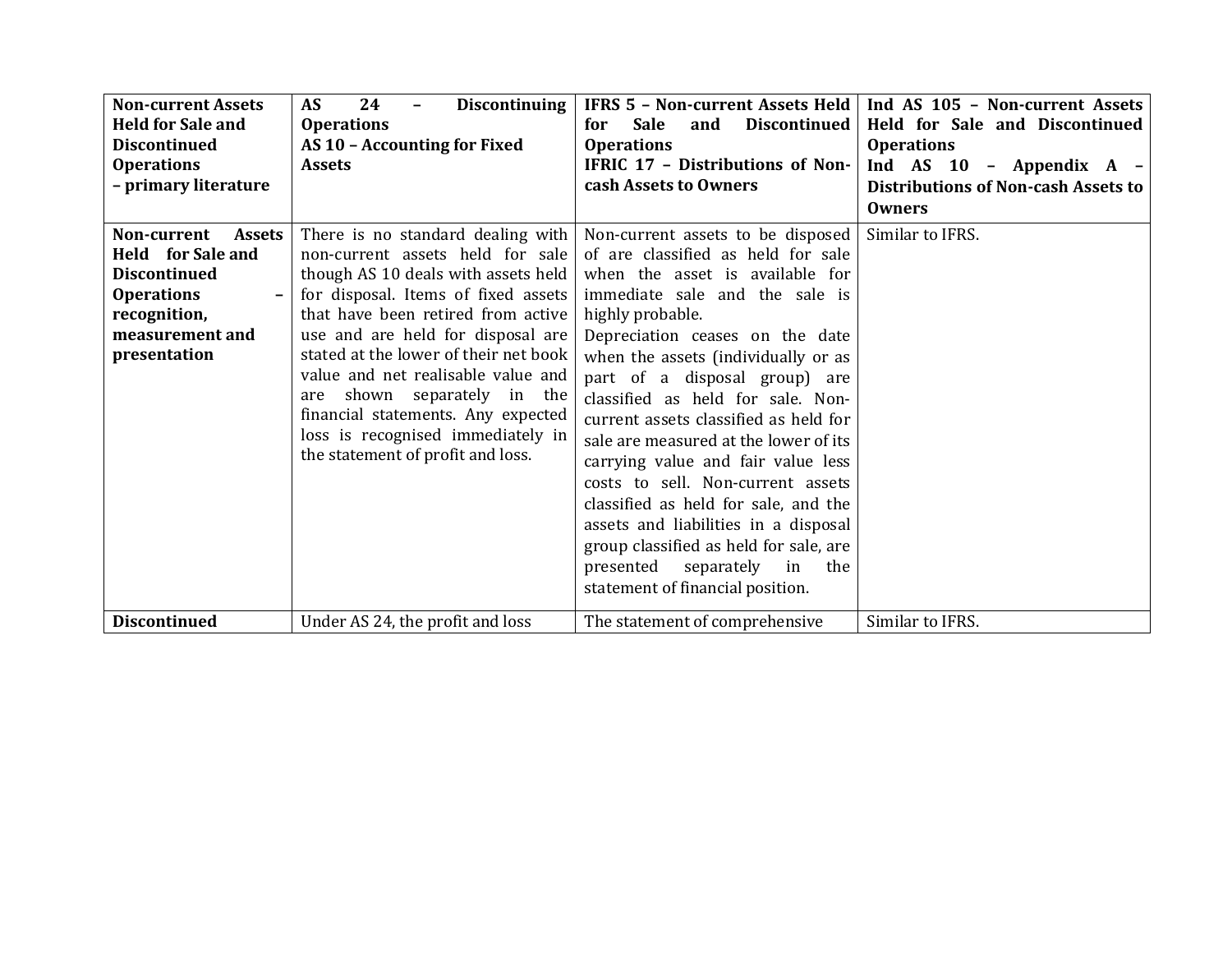| **Non-current Assets Held for Sale and Discontinued Operations – primary literature** | **AS 24 – Discontinuing Operations**<br>**AS 10 – Accounting for Fixed Assets** | **IFRS 5 – Non-current Assets Held for Sale and Discontinued Operations**<br>**IFRIC 17 – Distributions of Non-cash Assets to Owners** | **Ind AS 105 – Non-current Assets Held for Sale and Discontinued Operations**<br>**Ind AS 10 – Appendix A – Distributions of Non-cash Assets to Owners** |
|---|---|---|---|
| **Non-current Assets Held for Sale and Discontinued Operations – recognition, measurement and presentation** | There is no standard dealing with non-current assets held for sale though AS 10 deals with assets held for disposal. Items of fixed assets that have been retired from active use and are held for disposal are stated at the lower of their net book value and net realisable value and are shown separately in the financial statements. Any expected loss is recognised immediately in the statement of profit and loss. | Non-current assets to be disposed of are classified as held for sale when the asset is available for immediate sale and the sale is highly probable.<br>Depreciation ceases on the date when the assets (individually or as part of a disposal group) are classified as held for sale. Non-current assets classified as held for sale are measured at the lower of its carrying value and fair value less costs to sell. Non-current assets classified as held for sale, and the assets and liabilities in a disposal group classified as held for sale, are presented separately in the statement of financial position. | Similar to IFRS. |
| **Discontinued** | Under AS 24, the profit and loss | The statement of comprehensive | Similar to IFRS. |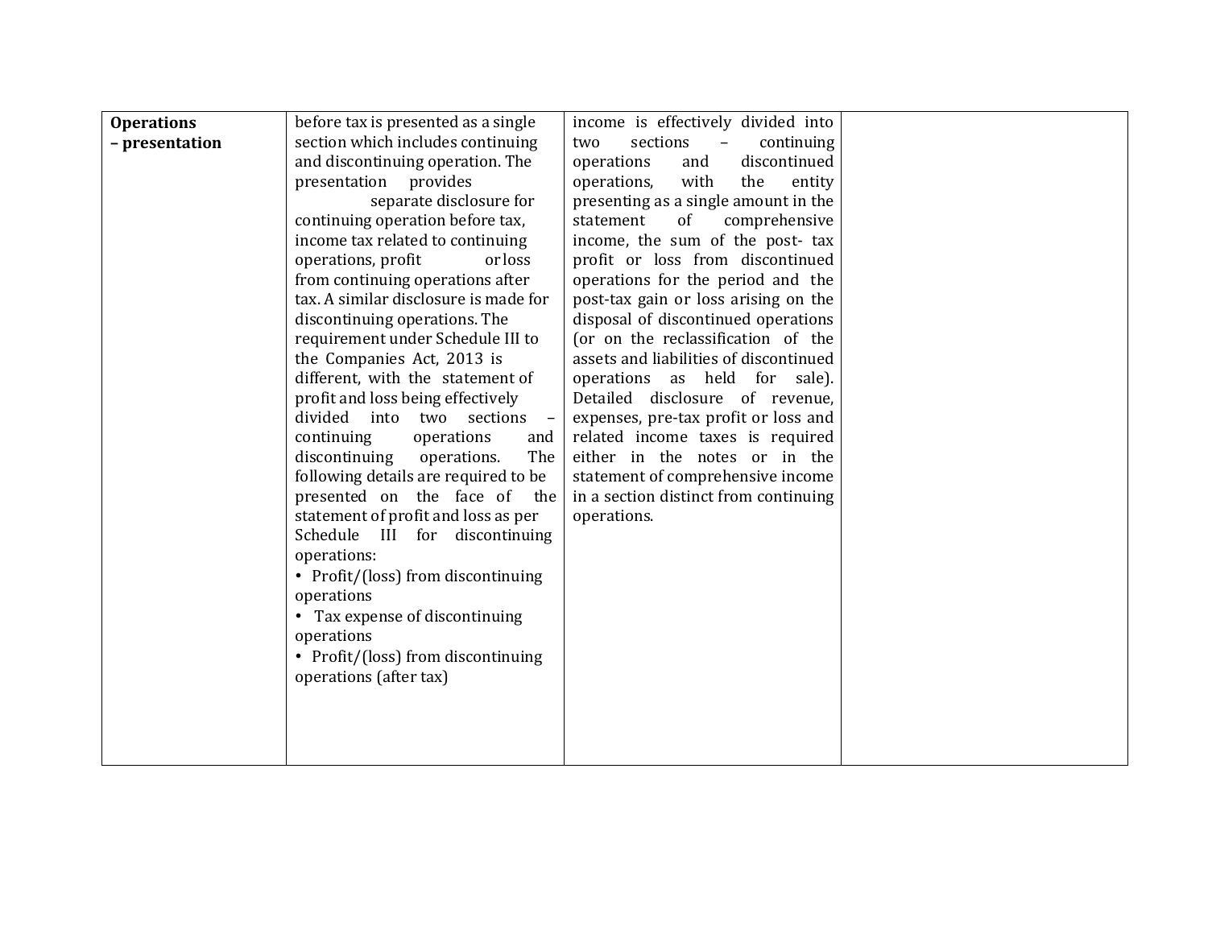| | | | |
|---|---|---|---|
| **Operations – presentation** | before tax is presented as a single section which includes continuing and discontinuing operation. The presentation provides separate disclosure for continuing operation before tax, income tax related to continuing operations, profit or loss from continuing operations after tax. A similar disclosure is made for discontinuing operations. The requirement under Schedule III to the Companies Act, 2013 is different, with the statement of profit and loss being effectively divided into two sections – continuing operations and discontinuing operations. The following details are required to be presented on the face of the statement of profit and loss as per Schedule III for discontinuing operations:<br>• Profit/(loss) from discontinuing operations<br>• Tax expense of discontinuing operations<br>• Profit/(loss) from discontinuing operations (after tax) | income is effectively divided into two sections – continuing operations and discontinued operations, with the entity presenting as a single amount in the statement of comprehensive income, the sum of the post- tax profit or loss from discontinued operations for the period and the post-tax gain or loss arising on the disposal of discontinued operations (or on the reclassification of the assets and liabilities of discontinued operations as held for sale). Detailed disclosure of revenue, expenses, pre-tax profit or loss and related income taxes is required either in the notes or in the statement of comprehensive income in a section distinct from continuing operations. | |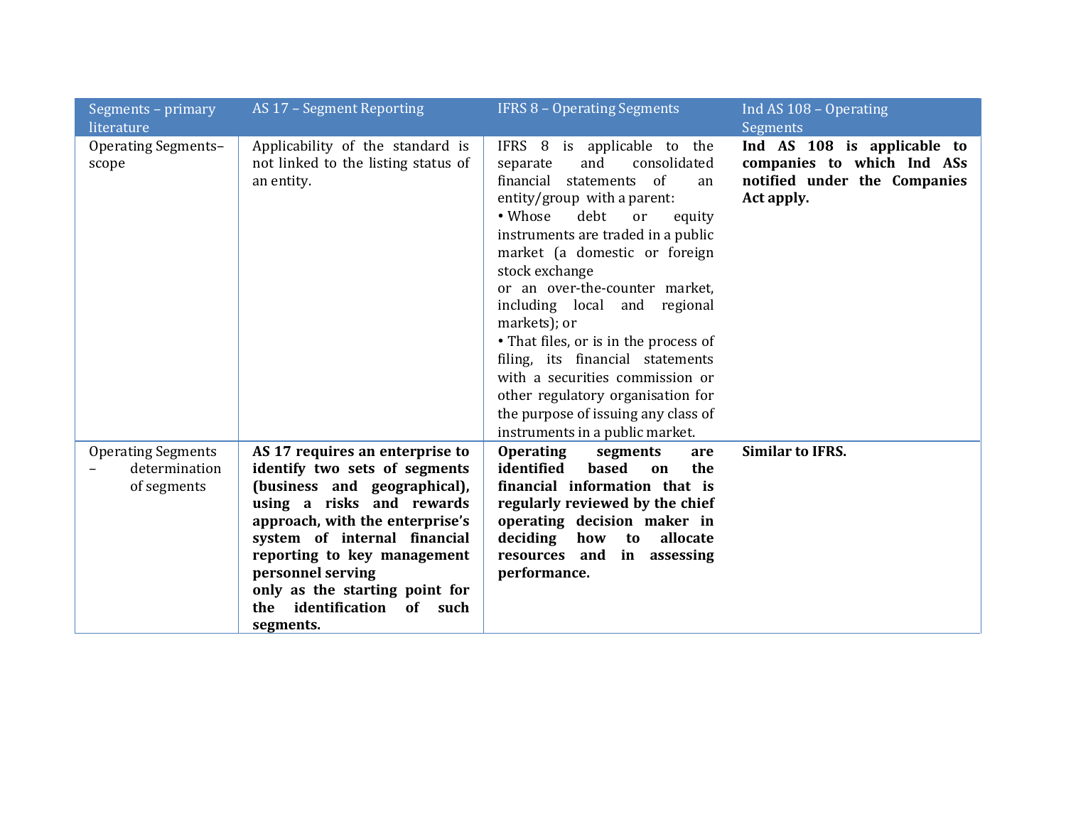| Segments – primary literature | AS 17 – Segment Reporting | IFRS 8 – Operating Segments | Ind AS 108 – Operating Segments |
|---|---|---|---|
| Operating Segments– scope | Applicability of the standard is not linked to the listing status of an entity. | IFRS 8 is applicable to the separate and consolidated financial statements of an entity/group with a parent:<br>• Whose debt or equity instruments are traded in a public market (a domestic or foreign stock exchange or an over-the-counter market, including local and regional markets); or<br>• That files, or is in the process of filing, its financial statements with a securities commission or other regulatory organisation for the purpose of issuing any class of instruments in a public market. | **Ind AS 108 is applicable to companies to which Ind ASs notified under the Companies Act apply.** |
| Operating Segments – determination of segments | **AS 17 requires an enterprise to identify two sets of segments (business and geographical), using a risks and rewards approach, with the enterprise's system of internal financial reporting to key management personnel serving only as the starting point for the identification of such segments.** | **Operating segments are identified based on the financial information that is regularly reviewed by the chief operating decision maker in deciding how to allocate resources and in assessing performance.** | **Similar to IFRS.** |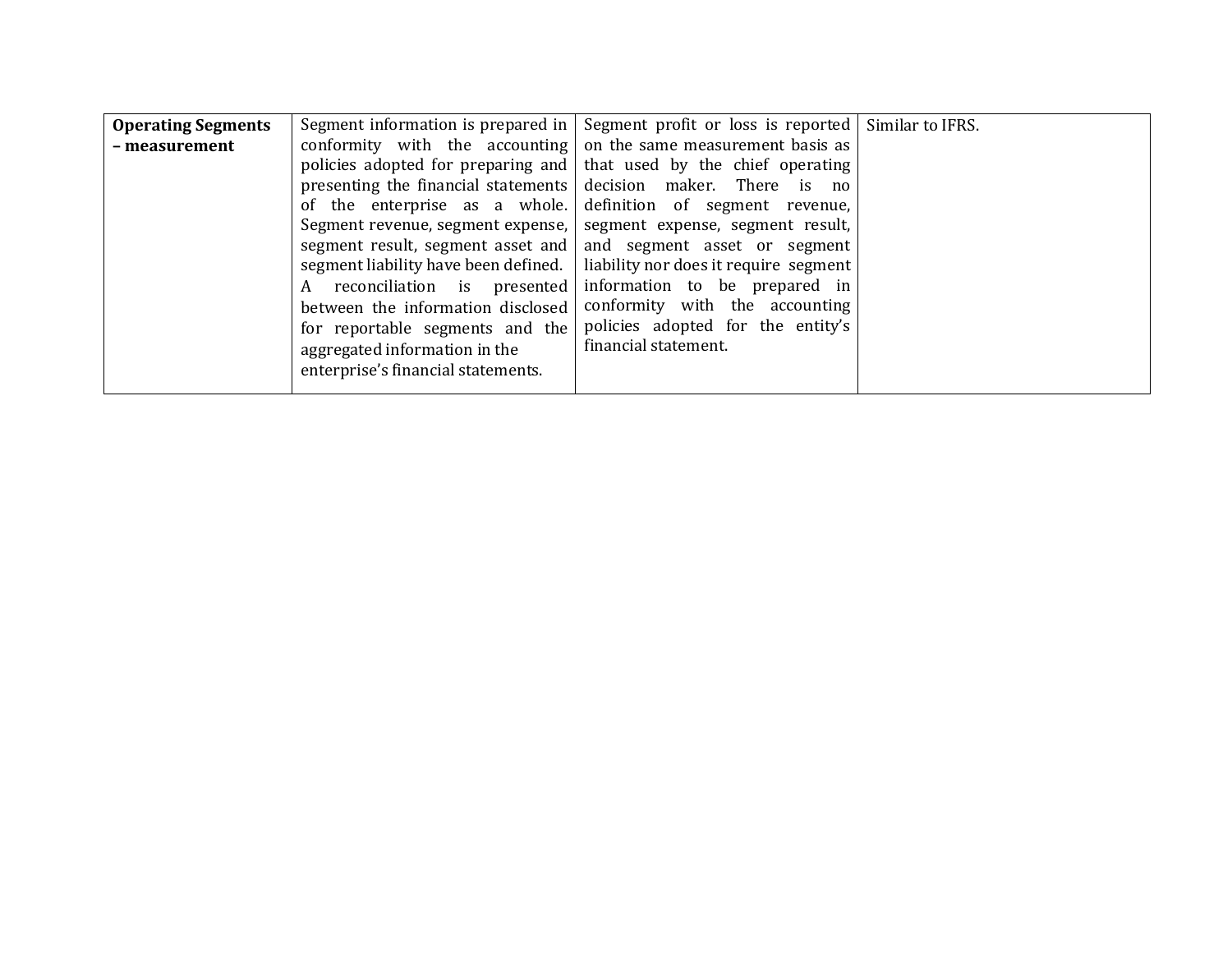| | | | |
|---|---|---|---|
| **Operating Segments – measurement** | Segment information is prepared in conformity with the accounting policies adopted for preparing and presenting the financial statements of the enterprise as a whole. Segment revenue, segment expense, segment result, segment asset and segment liability have been defined. A reconciliation is presented between the information disclosed for reportable segments and the aggregated information in the enterprise's financial statements. | Segment profit or loss is reported on the same measurement basis as that used by the chief operating decision maker. There is no definition of segment revenue, segment expense, segment result, and segment asset or segment liability nor does it require segment information to be prepared in conformity with the accounting policies adopted for the entity's financial statement. | Similar to IFRS. |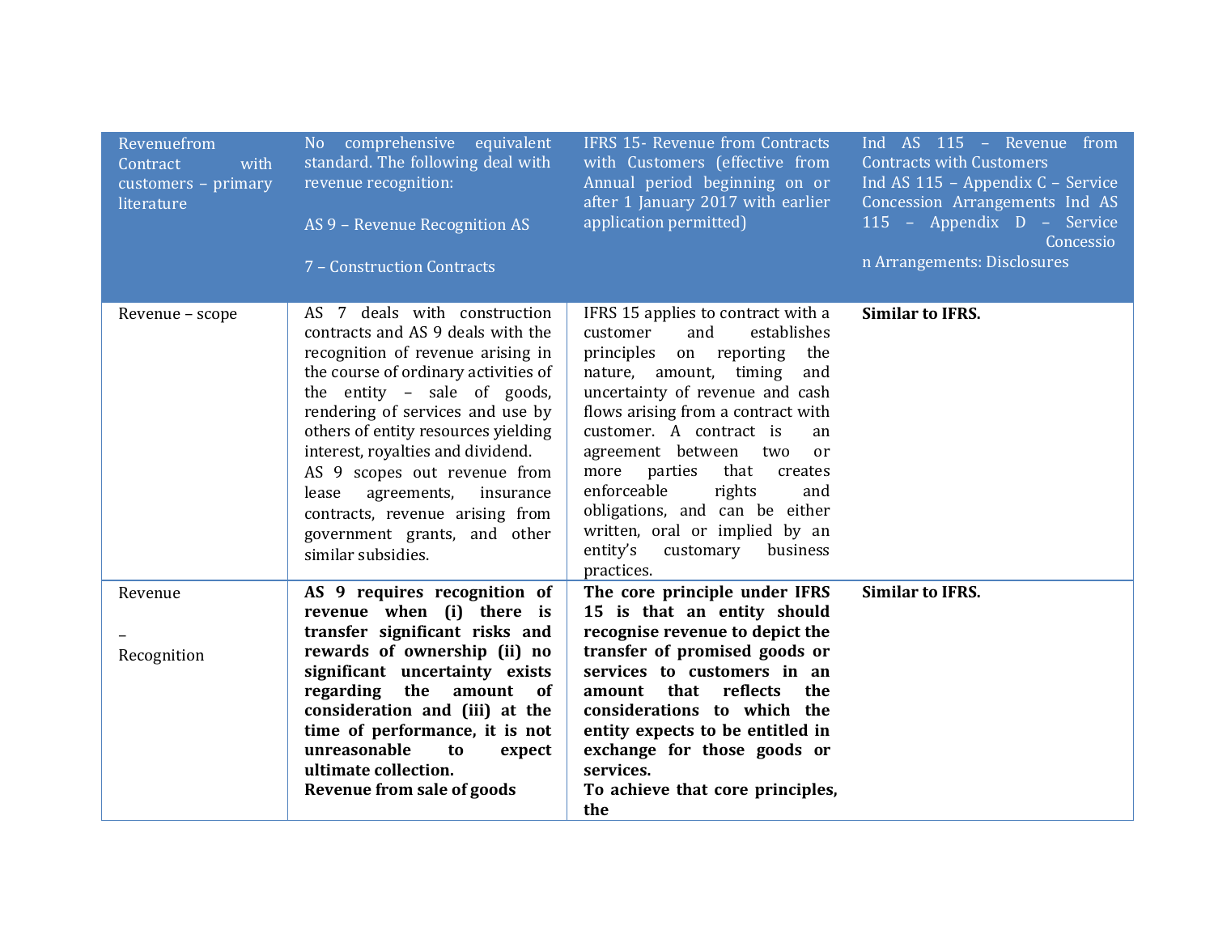| Revenuefrom Contract with customers – primary literature | No comprehensive equivalent standard. The following deal with revenue recognition:<br><br>AS 9 – Revenue Recognition AS<br><br>7 – Construction Contracts | IFRS 15- Revenue from Contracts with Customers (effective from Annual period beginning on or after 1 January 2017 with earlier application permitted) | Ind AS 115 – Revenue from Contracts with Customers Ind AS 115 – Appendix C – Service Concession Arrangements Ind AS 115 – Appendix D – Service Concessio n Arrangements: Disclosures |
|---|---|---|---|
| Revenue – scope | AS 7 deals with construction contracts and AS 9 deals with the recognition of revenue arising in the course of ordinary activities of the entity – sale of goods, rendering of services and use by others of entity resources yielding interest, royalties and dividend.<br>AS 9 scopes out revenue from lease agreements, insurance contracts, revenue arising from government grants, and other similar subsidies. | IFRS 15 applies to contract with a customer and establishes principles on reporting the nature, amount, timing and uncertainty of revenue and cash flows arising from a contract with customer. A contract is an agreement between two or more parties that creates enforceable rights and obligations, and can be either written, oral or implied by an entity's customary business practices. | **Similar to IFRS.** |
| Revenue<br><br>–<br><br>Recognition | **AS 9 requires recognition of revenue when (i) there is transfer significant risks and rewards of ownership (ii) no significant uncertainty exists regarding the amount of consideration and (iii) at the time of performance, it is not unreasonable to expect ultimate collection.**<br>**Revenue from sale of goods** | **The core principle under IFRS 15 is that an entity should recognise revenue to depict the transfer of promised goods or services to customers in an amount that reflects the considerations to which the entity expects to be entitled in exchange for those goods or services.**<br>**To achieve that core principles, the** | **Similar to IFRS.** |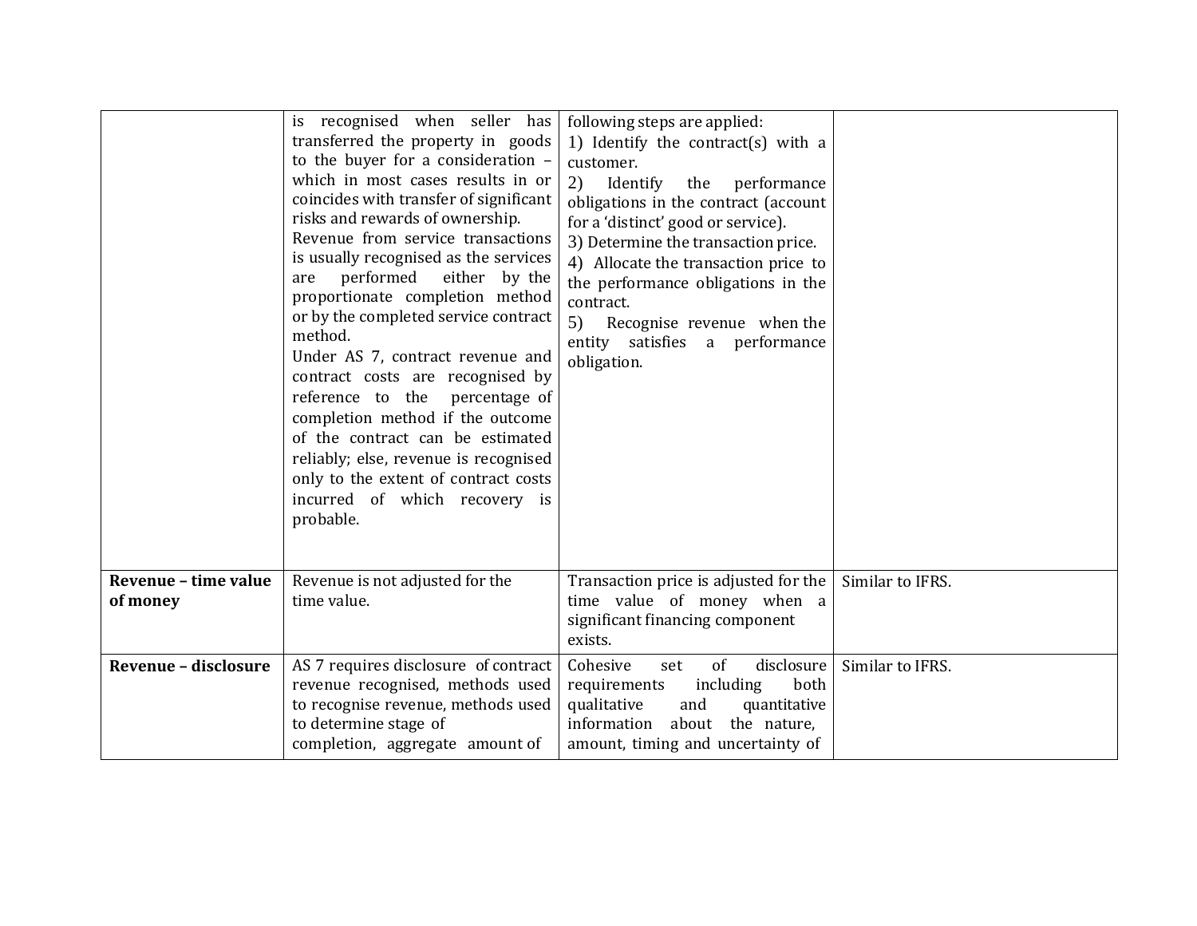| | | | |
|---|---|---|---|
| | is recognised when seller has transferred the property in goods to the buyer for a consideration – which in most cases results in or coincides with transfer of significant risks and rewards of ownership. Revenue from service transactions is usually recognised as the services are performed either by the proportionate completion method or by the completed service contract method. Under AS 7, contract revenue and contract costs are recognised by reference to the percentage of completion method if the outcome of the contract can be estimated reliably; else, revenue is recognised only to the extent of contract costs incurred of which recovery is probable. | following steps are applied: 1) Identify the contract(s) with a customer. 2) Identify the performance obligations in the contract (account for a 'distinct' good or service). 3) Determine the transaction price. 4) Allocate the transaction price to the performance obligations in the contract. 5) Recognise revenue when the entity satisfies a performance obligation. | |
| **Revenue – time value of money** | Revenue is not adjusted for the time value. | Transaction price is adjusted for the time value of money when a significant financing component exists. | Similar to IFRS. |
| **Revenue – disclosure** | AS 7 requires disclosure of contract revenue recognised, methods used to recognise revenue, methods used to determine stage of completion, aggregate amount of | Cohesive set of disclosure requirements including both qualitative and quantitative information about the nature, amount, timing and uncertainty of | Similar to IFRS. |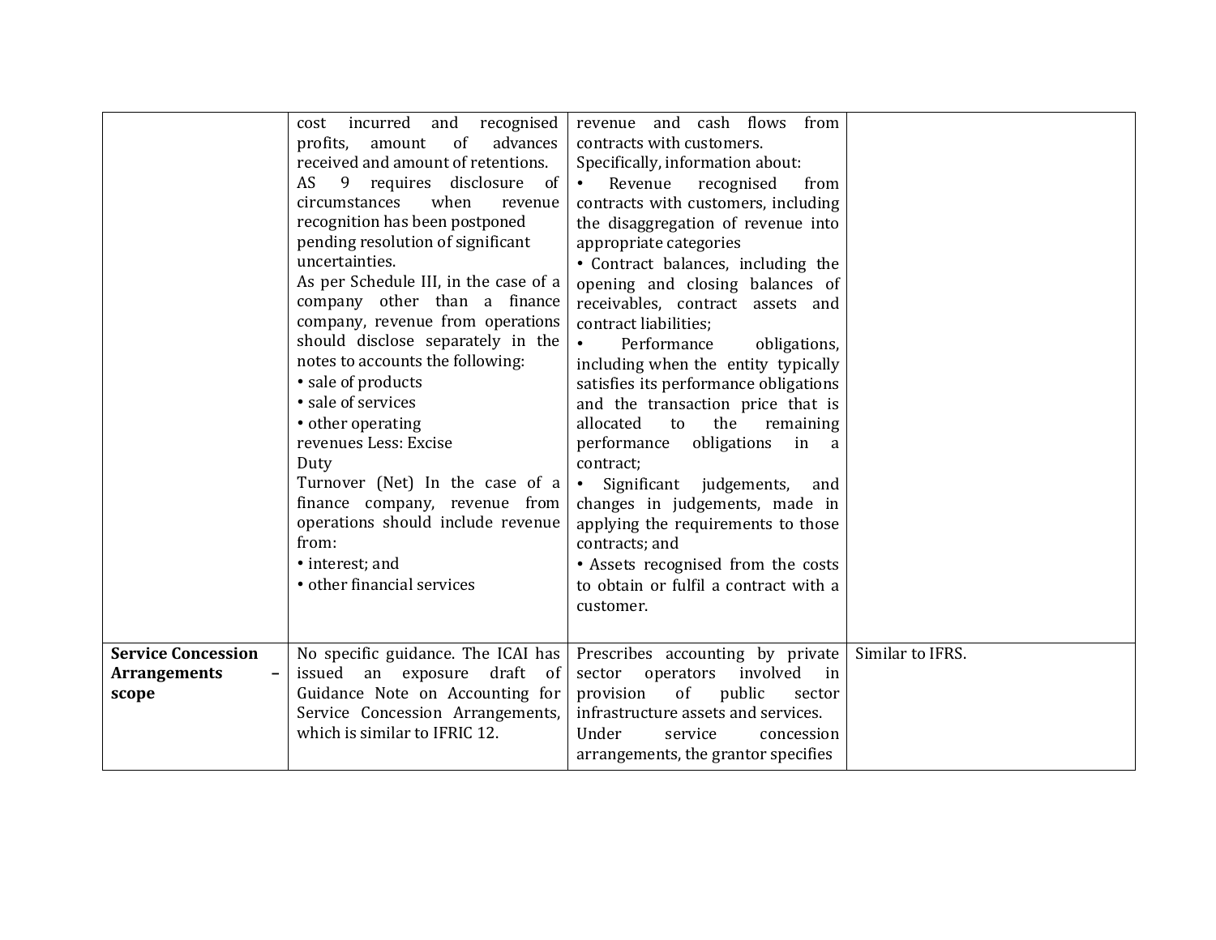| | | | |
|---|---|---|---|
| | cost incurred and recognised profits, amount of advances received and amount of retentions.<br>AS 9 requires disclosure of circumstances when revenue recognition has been postponed pending resolution of significant uncertainties.<br>As per Schedule III, in the case of a company other than a finance company, revenue from operations should disclose separately in the notes to accounts the following:<br>• sale of products<br>• sale of services<br>• other operating revenues Less: Excise Duty<br>Turnover (Net) In the case of a finance company, revenue from operations should include revenue from:<br>• interest; and<br>• other financial services | revenue and cash flows from contracts with customers.<br>Specifically, information about:<br>• Revenue recognised from contracts with customers, including the disaggregation of revenue into appropriate categories<br>• Contract balances, including the opening and closing balances of receivables, contract assets and contract liabilities;<br>• Performance obligations, including when the entity typically satisfies its performance obligations and the transaction price that is allocated to the remaining performance obligations in a contract;<br>• Significant judgements, and changes in judgements, made in applying the requirements to those contracts; and<br>• Assets recognised from the costs to obtain or fulfil a contract with a customer. | |
| **Service Concession Arrangements – scope** | No specific guidance. The ICAI has issued an exposure draft of Guidance Note on Accounting for Service Concession Arrangements, which is similar to IFRIC 12. | Prescribes accounting by private sector operators involved in provision of public sector infrastructure assets and services.<br>Under service concession arrangements, the grantor specifies | Similar to IFRS. |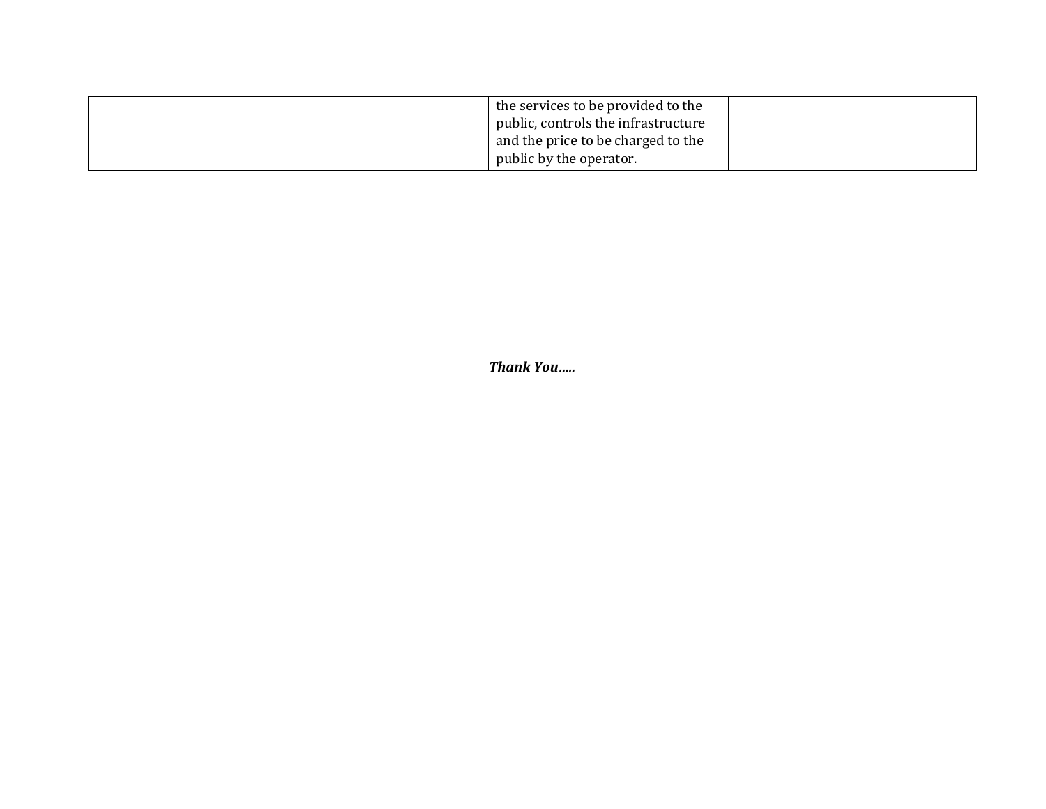| | | | |
|---|---|---|---|
| | | the services to be provided to the public, controls the infrastructure and the price to be charged to the public by the operator. | |

***Thank You…..***